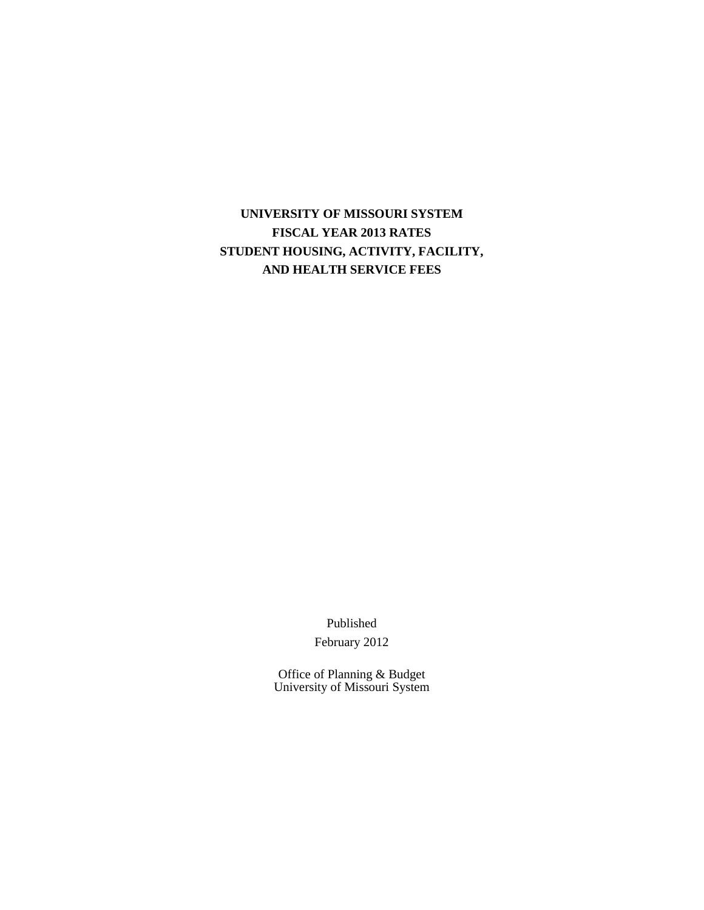# UNIVERSITY OF MISSOURI SYSTEM
# FISCAL YEAR 2013 RATES
# STUDENT HOUSING, ACTIVITY, FACILITY, AND HEALTH SERVICE FEES

Published
February 2012

Office of Planning & Budget
University of Missouri System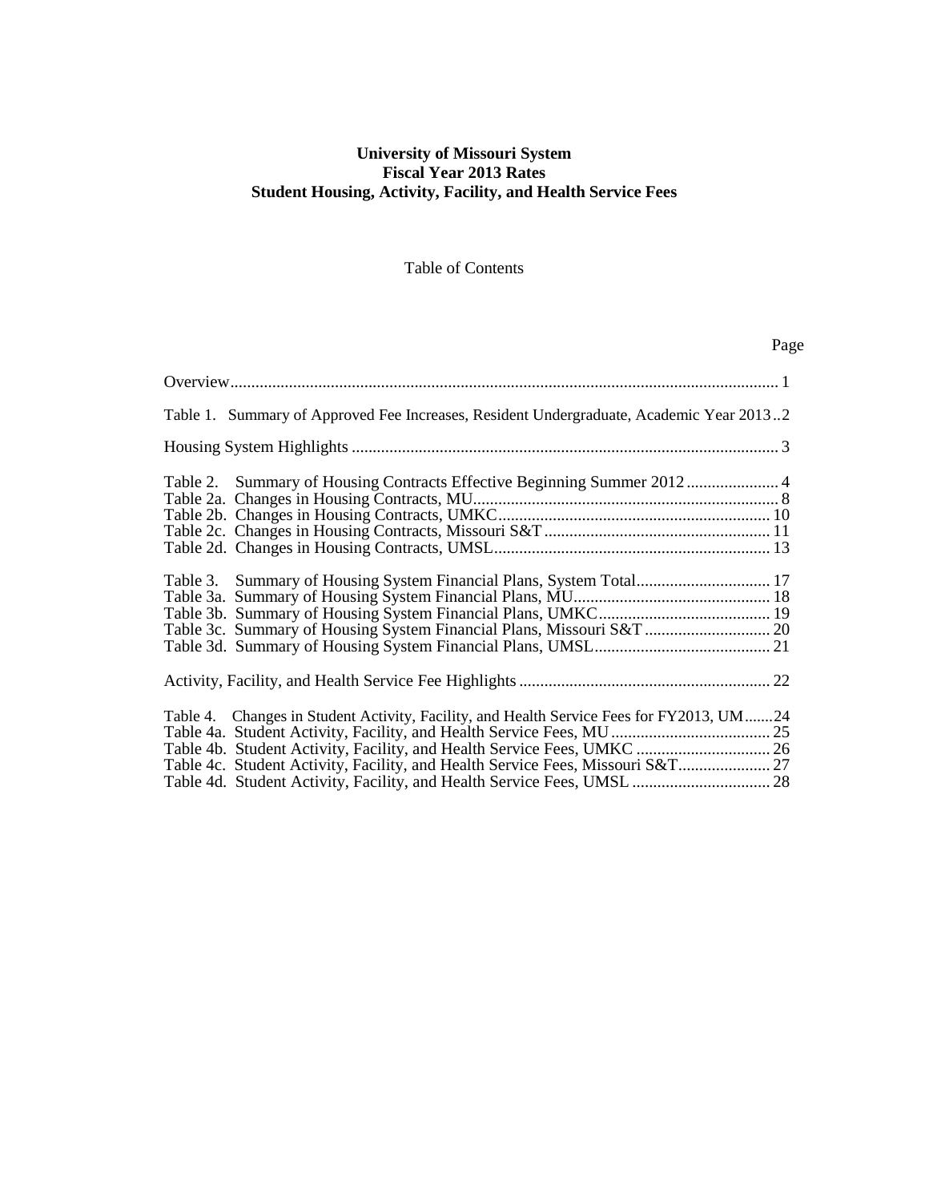**University of Missouri System**
**Fiscal Year 2013 Rates**
**Student Housing, Activity, Facility, and Health Service Fees**

Table of Contents

| | Page |
|---|---|
| Overview | 1 |
| Table 1. Summary of Approved Fee Increases, Resident Undergraduate, Academic Year 2013 | 2 |
| Housing System Highlights | 3 |
| Table 2. Summary of Housing Contracts Effective Beginning Summer 2012 | 4 |
| Table 2a. Changes in Housing Contracts, MU | 8 |
| Table 2b. Changes in Housing Contracts, UMKC | 10 |
| Table 2c. Changes in Housing Contracts, Missouri S&T | 11 |
| Table 2d. Changes in Housing Contracts, UMSL | 13 |
| Table 3. Summary of Housing System Financial Plans, System Total | 17 |
| Table 3a. Summary of Housing System Financial Plans, MU | 18 |
| Table 3b. Summary of Housing System Financial Plans, UMKC | 19 |
| Table 3c. Summary of Housing System Financial Plans, Missouri S&T | 20 |
| Table 3d. Summary of Housing System Financial Plans, UMSL | 21 |
| Activity, Facility, and Health Service Fee Highlights | 22 |
| Table 4. Changes in Student Activity, Facility, and Health Service Fees for FY2013, UM | 24 |
| Table 4a. Student Activity, Facility, and Health Service Fees, MU | 25 |
| Table 4b. Student Activity, Facility, and Health Service Fees, UMKC | 26 |
| Table 4c. Student Activity, Facility, and Health Service Fees, Missouri S&T | 27 |
| Table 4d. Student Activity, Facility, and Health Service Fees, UMSL | 28 |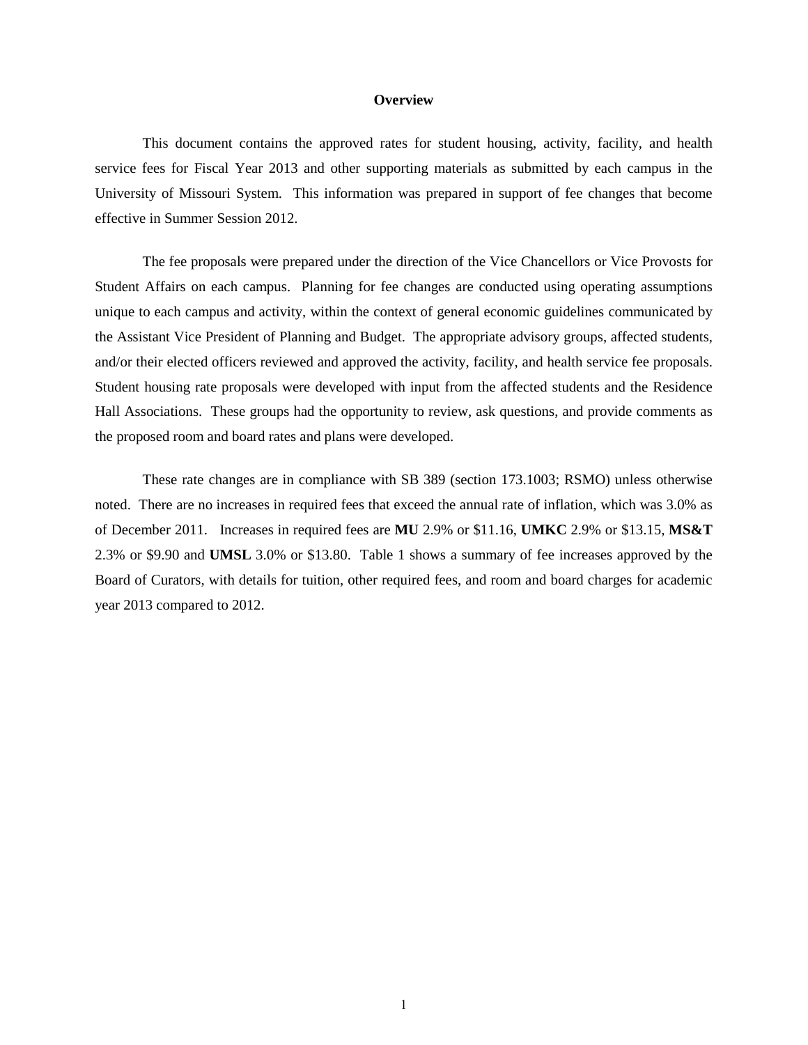# Overview

This document contains the approved rates for student housing, activity, facility, and health service fees for Fiscal Year 2013 and other supporting materials as submitted by each campus in the University of Missouri System. This information was prepared in support of fee changes that become effective in Summer Session 2012.

The fee proposals were prepared under the direction of the Vice Chancellors or Vice Provosts for Student Affairs on each campus. Planning for fee changes are conducted using operating assumptions unique to each campus and activity, within the context of general economic guidelines communicated by the Assistant Vice President of Planning and Budget. The appropriate advisory groups, affected students, and/or their elected officers reviewed and approved the activity, facility, and health service fee proposals. Student housing rate proposals were developed with input from the affected students and the Residence Hall Associations. These groups had the opportunity to review, ask questions, and provide comments as the proposed room and board rates and plans were developed.

These rate changes are in compliance with SB 389 (section 173.1003; RSMO) unless otherwise noted. There are no increases in required fees that exceed the annual rate of inflation, which was 3.0% as of December 2011. Increases in required fees are **MU** 2.9% or $11.16, **UMKC** 2.9% or $13.15, **MS&T** 2.3% or $9.90 and **UMSL** 3.0% or $13.80. Table 1 shows a summary of fee increases approved by the Board of Curators, with details for tuition, other required fees, and room and board charges for academic year 2013 compared to 2012.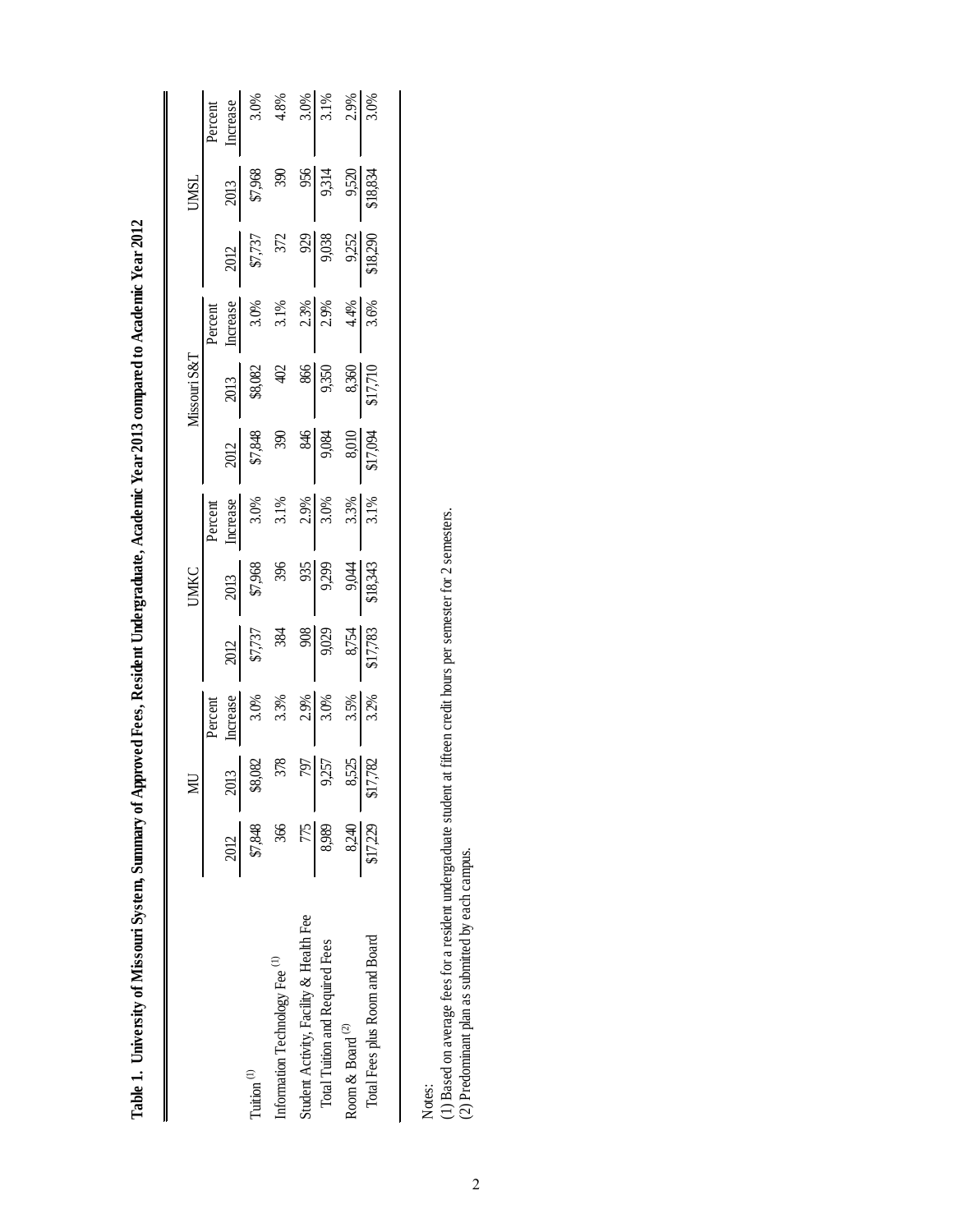**Table 1. University of Missouri System, Summary of Approved Fees, Resident Undergraduate, Academic Year 2013 compared to Academic Year 2012**

| | MU | | | UMKC | | | Missouri S&T | | | UMSL | | |
|---|---|---|---|---|---|---|---|---|---|---|---|---|
| | 2012 | 2013 | Percent Increase | 2012 | 2013 | Percent Increase | 2012 | 2013 | Percent Increase | 2012 | 2013 | Percent Increase |
| Tuition (1) | $7,848 | $8,082 | 3.0% | $7,737 | $7,968 | 3.0% | $7,848 | $8,082 | 3.0% | $7,737 | $7,968 | 3.0% |
| Information Technology Fee (1) | 366 | 378 | 3.3% | 384 | 396 | 3.1% | 390 | 402 | 3.1% | 372 | 390 | 4.8% |
| Student Activity, Facility & Health Fee | 775 | 797 | 2.9% | 908 | 935 | 2.9% | 846 | 866 | 2.3% | 929 | 956 | 3.0% |
| Total Tuition and Required Fees | 8,989 | 9,257 | 3.0% | 9,029 | 9,299 | 3.0% | 9,084 | 9,350 | 2.9% | 9,038 | 9,314 | 3.1% |
| Room & Board (2) | 8,240 | 8,525 | 3.5% | 8,754 | 9,044 | 3.3% | 8,010 | 8,360 | 4.4% | 9,252 | 9,520 | 2.9% |
| Total Fees plus Room and Board | $17,229 | $17,782 | 3.2% | $17,783 | $18,343 | 3.1% | $17,094 | $17,710 | 3.6% | $18,290 | $18,834 | 3.0% |

Notes:
(1) Based on average fees for a resident undergraduate student at fifteen credit hours per semester for 2 semesters.
(2) Predominant plan as submitted by each campus.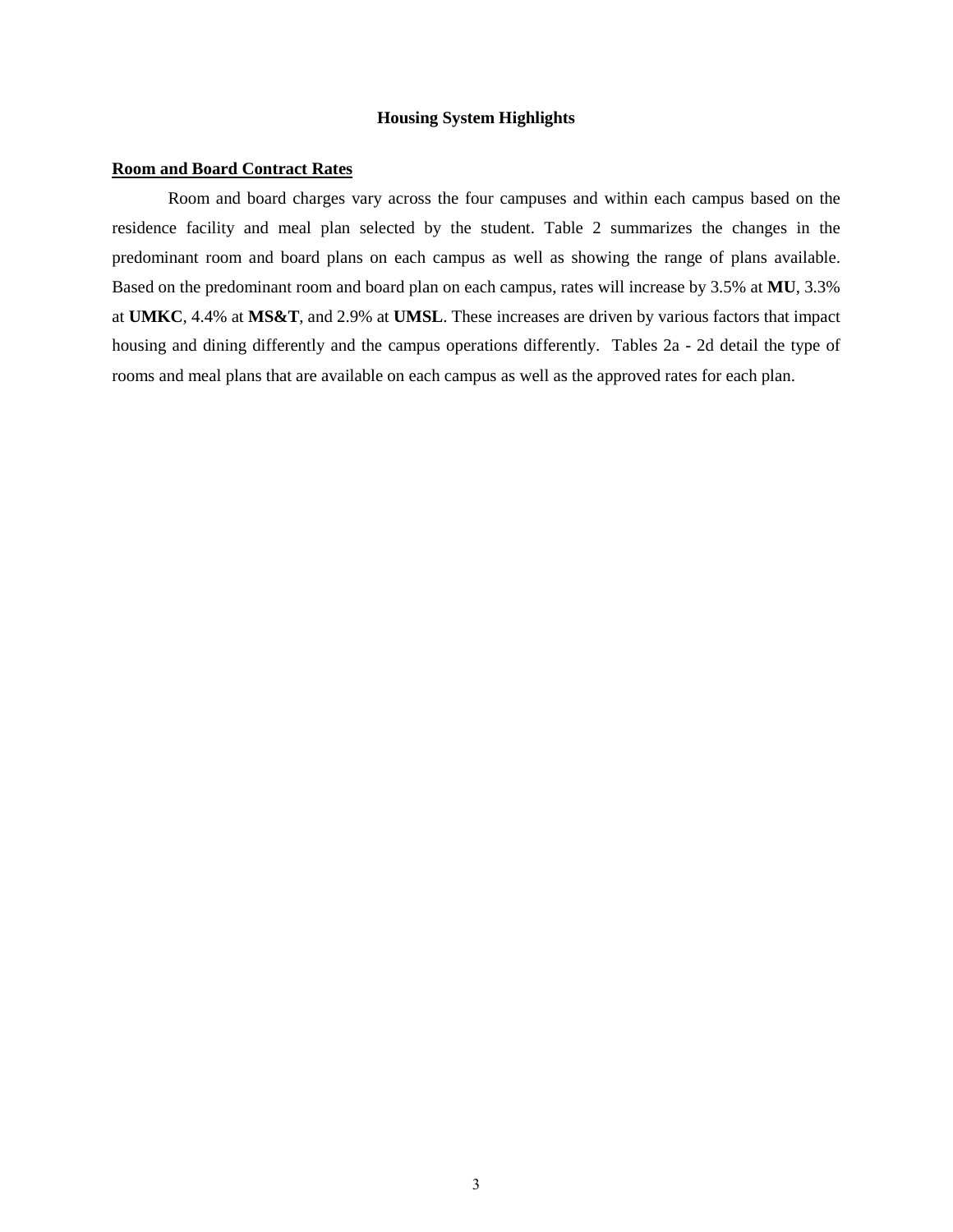## Housing System Highlights

### Room and Board Contract Rates

Room and board charges vary across the four campuses and within each campus based on the residence facility and meal plan selected by the student. Table 2 summarizes the changes in the predominant room and board plans on each campus as well as showing the range of plans available. Based on the predominant room and board plan on each campus, rates will increase by 3.5% at **MU**, 3.3% at **UMKC**, 4.4% at **MS&T**, and 2.9% at **UMSL**. These increases are driven by various factors that impact housing and dining differently and the campus operations differently. Tables 2a - 2d detail the type of rooms and meal plans that are available on each campus as well as the approved rates for each plan.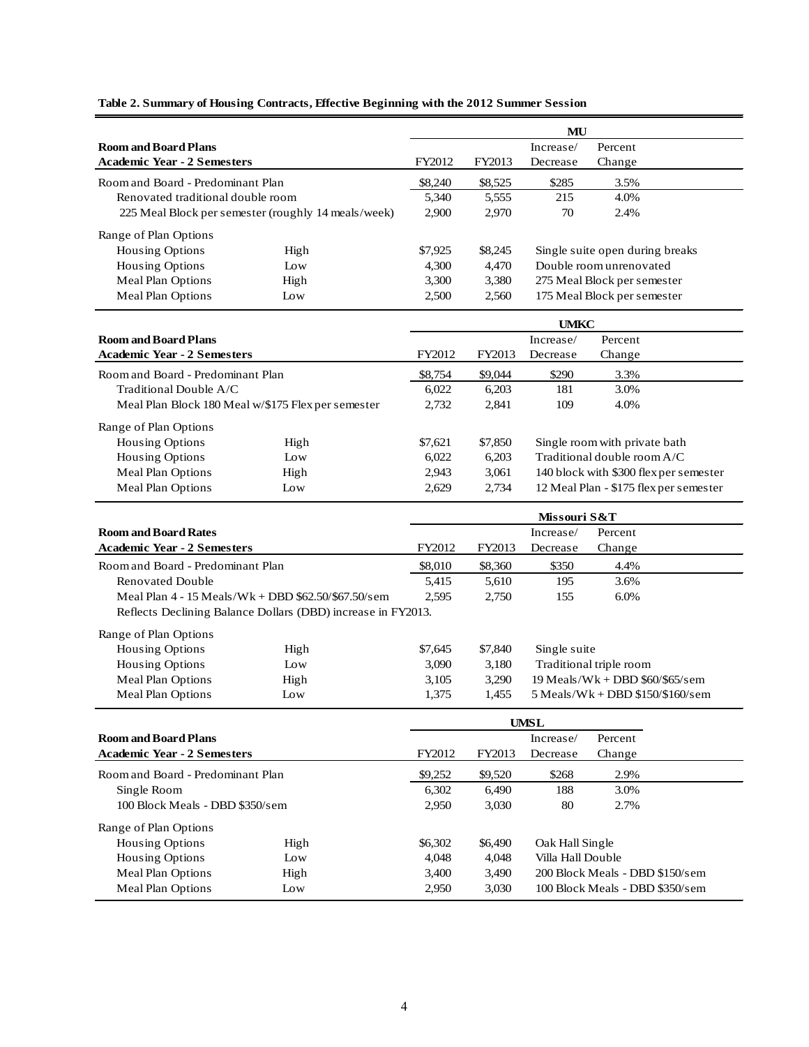**Table 2. Summary of Housing Contracts, Effective Beginning with the 2012 Summer Session**

| Room and Board Plans<br>Academic Year - 2 Semesters | | MU<br>FY2012 | FY2013 | Increase/<br>Decrease | Percent<br>Change |
|---|---|---|---|---|---|
| Room and Board - Predominant Plan | | $8,240 | $8,525 | $285 | 3.5% |
| Renovated traditional double room | | 5,340 | 5,555 | 215 | 4.0% |
| 225 Meal Block per semester (roughly 14 meals/week) | | 2,900 | 2,970 | 70 | 2.4% |
| Range of Plan Options | | | | | |
| Housing Options | High | $7,925 | $8,245 | Single suite open during breaks | |
| Housing Options | Low | 4,300 | 4,470 | Double room unrenovated | |
| Meal Plan Options | High | 3,300 | 3,380 | 275 Meal Block per semester | |
| Meal Plan Options | Low | 2,500 | 2,560 | 175 Meal Block per semester | |

| Room and Board Plans<br>Academic Year - 2 Semesters | | UMKC<br>FY2012 | FY2013 | Increase/<br>Decrease | Percent<br>Change |
|---|---|---|---|---|---|
| Room and Board - Predominant Plan | | $8,754 | $9,044 | $290 | 3.3% |
| Traditional Double A/C | | 6,022 | 6,203 | 181 | 3.0% |
| Meal Plan Block 180 Meal w/$175 Flex per semester | | 2,732 | 2,841 | 109 | 4.0% |
| Range of Plan Options | | | | | |
| Housing Options | High | $7,621 | $7,850 | Single room with private bath | |
| Housing Options | Low | 6,022 | 6,203 | Traditional double room A/C | |
| Meal Plan Options | High | 2,943 | 3,061 | 140 block with $300 flex per semester | |
| Meal Plan Options | Low | 2,629 | 2,734 | 12 Meal Plan - $175 flex per semester | |

| Room and Board Rates<br>Academic Year - 2 Semesters | | Missouri S&T<br>FY2012 | FY2013 | Increase/<br>Decrease | Percent<br>Change |
|---|---|---|---|---|---|
| Room and Board - Predominant Plan | | $8,010 | $8,360 | $350 | 4.4% |
| Renovated Double | | 5,415 | 5,610 | 195 | 3.6% |
| Meal Plan 4 - 15 Meals/Wk + DBD $62.50/$67.50/sem | | 2,595 | 2,750 | 155 | 6.0% |
| Reflects Declining Balance Dollars (DBD) increase in FY2013. | | | | | |
| Range of Plan Options | | | | | |
| Housing Options | High | $7,645 | $7,840 | Single suite | |
| Housing Options | Low | 3,090 | 3,180 | Traditional triple room | |
| Meal Plan Options | High | 3,105 | 3,290 | 19 Meals/Wk + DBD $60/$65/sem | |
| Meal Plan Options | Low | 1,375 | 1,455 | 5 Meals/Wk + DBD $150/$160/sem | |

| Room and Board Plans<br>Academic Year - 2 Semesters | | UMSL<br>FY2012 | FY2013 | Increase/<br>Decrease | Percent<br>Change |
|---|---|---|---|---|---|
| Room and Board - Predominant Plan | | $9,252 | $9,520 | $268 | 2.9% |
| Single Room | | 6,302 | 6,490 | 188 | 3.0% |
| 100 Block Meals - DBD $350/sem | | 2,950 | 3,030 | 80 | 2.7% |
| Range of Plan Options | | | | | |
| Housing Options | High | $6,302 | $6,490 | Oak Hall Single | |
| Housing Options | Low | 4,048 | 4,048 | Villa Hall Double | |
| Meal Plan Options | High | 3,400 | 3,490 | 200 Block Meals - DBD $150/sem | |
| Meal Plan Options | Low | 2,950 | 3,030 | 100 Block Meals - DBD $350/sem | |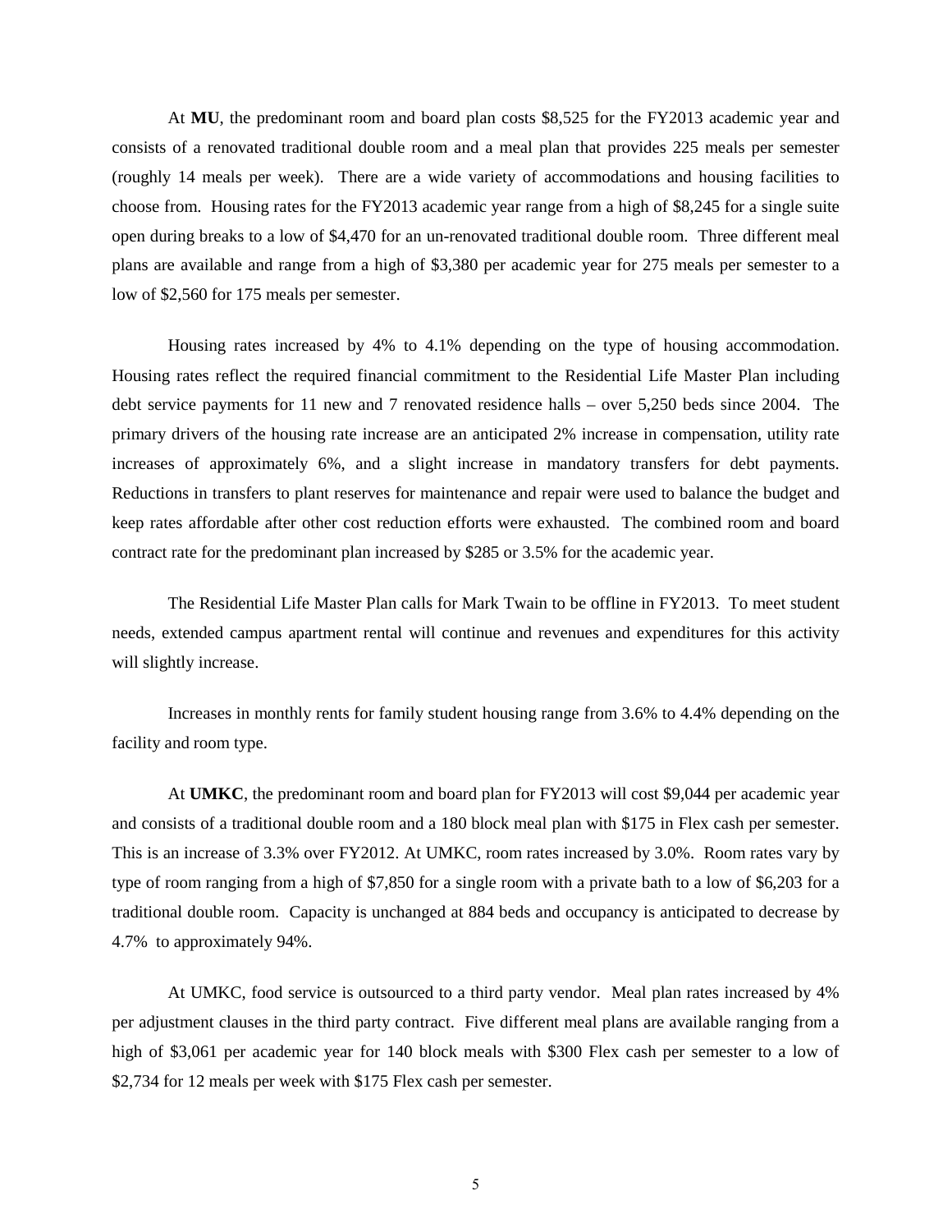At **MU**, the predominant room and board plan costs $8,525 for the FY2013 academic year and consists of a renovated traditional double room and a meal plan that provides 225 meals per semester (roughly 14 meals per week). There are a wide variety of accommodations and housing facilities to choose from. Housing rates for the FY2013 academic year range from a high of $8,245 for a single suite open during breaks to a low of $4,470 for an un-renovated traditional double room. Three different meal plans are available and range from a high of $3,380 per academic year for 275 meals per semester to a low of $2,560 for 175 meals per semester.

Housing rates increased by 4% to 4.1% depending on the type of housing accommodation. Housing rates reflect the required financial commitment to the Residential Life Master Plan including debt service payments for 11 new and 7 renovated residence halls – over 5,250 beds since 2004. The primary drivers of the housing rate increase are an anticipated 2% increase in compensation, utility rate increases of approximately 6%, and a slight increase in mandatory transfers for debt payments. Reductions in transfers to plant reserves for maintenance and repair were used to balance the budget and keep rates affordable after other cost reduction efforts were exhausted. The combined room and board contract rate for the predominant plan increased by $285 or 3.5% for the academic year.

The Residential Life Master Plan calls for Mark Twain to be offline in FY2013. To meet student needs, extended campus apartment rental will continue and revenues and expenditures for this activity will slightly increase.

Increases in monthly rents for family student housing range from 3.6% to 4.4% depending on the facility and room type.

At **UMKC**, the predominant room and board plan for FY2013 will cost $9,044 per academic year and consists of a traditional double room and a 180 block meal plan with $175 in Flex cash per semester. This is an increase of 3.3% over FY2012. At UMKC, room rates increased by 3.0%. Room rates vary by type of room ranging from a high of $7,850 for a single room with a private bath to a low of $6,203 for a traditional double room. Capacity is unchanged at 884 beds and occupancy is anticipated to decrease by 4.7% to approximately 94%.

At UMKC, food service is outsourced to a third party vendor. Meal plan rates increased by 4% per adjustment clauses in the third party contract. Five different meal plans are available ranging from a high of $3,061 per academic year for 140 block meals with $300 Flex cash per semester to a low of $2,734 for 12 meals per week with $175 Flex cash per semester.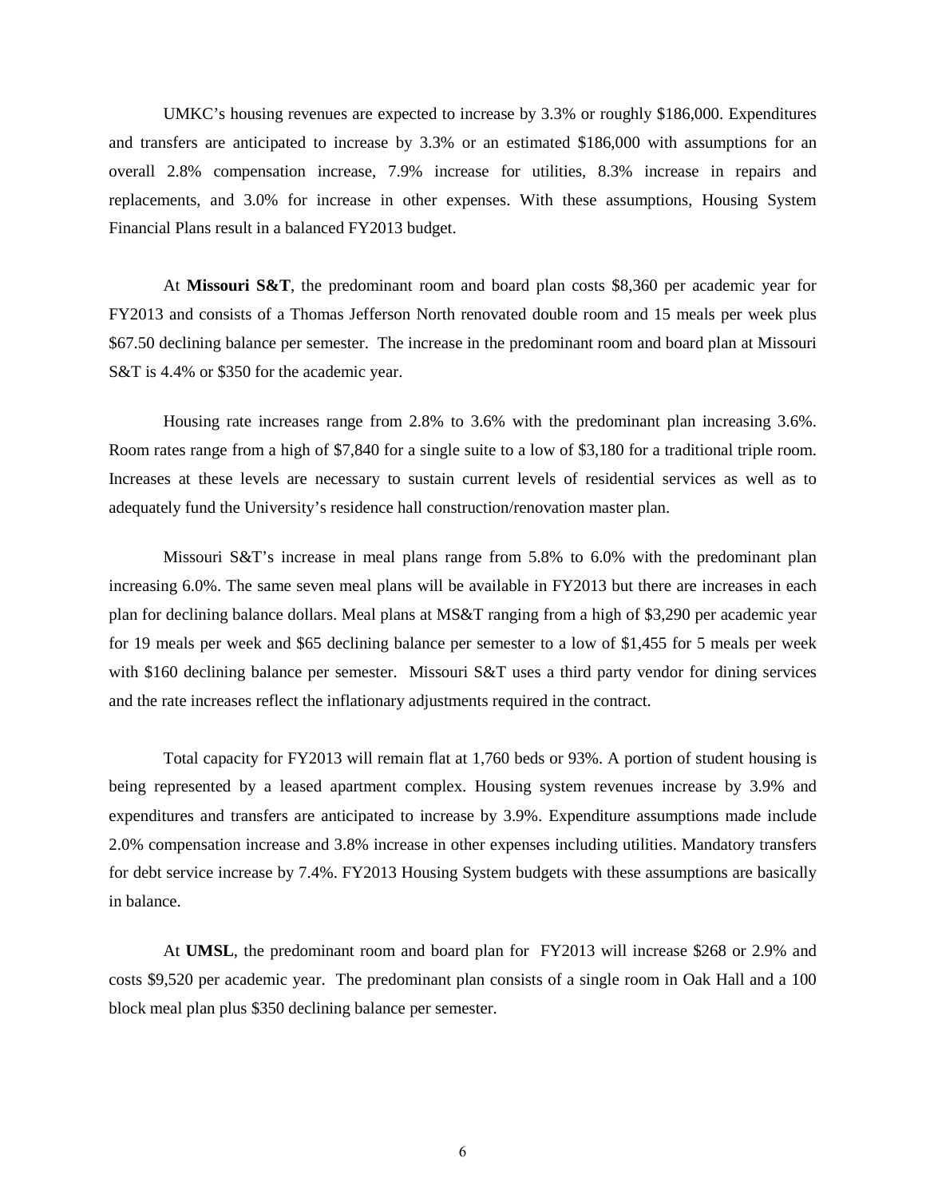UMKC's housing revenues are expected to increase by 3.3% or roughly $186,000. Expenditures and transfers are anticipated to increase by 3.3% or an estimated $186,000 with assumptions for an overall 2.8% compensation increase, 7.9% increase for utilities, 8.3% increase in repairs and replacements, and 3.0% for increase in other expenses. With these assumptions, Housing System Financial Plans result in a balanced FY2013 budget.

At **Missouri S&T**, the predominant room and board plan costs $8,360 per academic year for FY2013 and consists of a Thomas Jefferson North renovated double room and 15 meals per week plus $67.50 declining balance per semester. The increase in the predominant room and board plan at Missouri S&T is 4.4% or $350 for the academic year.

Housing rate increases range from 2.8% to 3.6% with the predominant plan increasing 3.6%. Room rates range from a high of $7,840 for a single suite to a low of $3,180 for a traditional triple room. Increases at these levels are necessary to sustain current levels of residential services as well as to adequately fund the University's residence hall construction/renovation master plan.

Missouri S&T's increase in meal plans range from 5.8% to 6.0% with the predominant plan increasing 6.0%. The same seven meal plans will be available in FY2013 but there are increases in each plan for declining balance dollars. Meal plans at MS&T ranging from a high of $3,290 per academic year for 19 meals per week and $65 declining balance per semester to a low of $1,455 for 5 meals per week with $160 declining balance per semester. Missouri S&T uses a third party vendor for dining services and the rate increases reflect the inflationary adjustments required in the contract.

Total capacity for FY2013 will remain flat at 1,760 beds or 93%. A portion of student housing is being represented by a leased apartment complex. Housing system revenues increase by 3.9% and expenditures and transfers are anticipated to increase by 3.9%. Expenditure assumptions made include 2.0% compensation increase and 3.8% increase in other expenses including utilities. Mandatory transfers for debt service increase by 7.4%. FY2013 Housing System budgets with these assumptions are basically in balance.

At **UMSL**, the predominant room and board plan for FY2013 will increase $268 or 2.9% and costs $9,520 per academic year. The predominant plan consists of a single room in Oak Hall and a 100 block meal plan plus $350 declining balance per semester.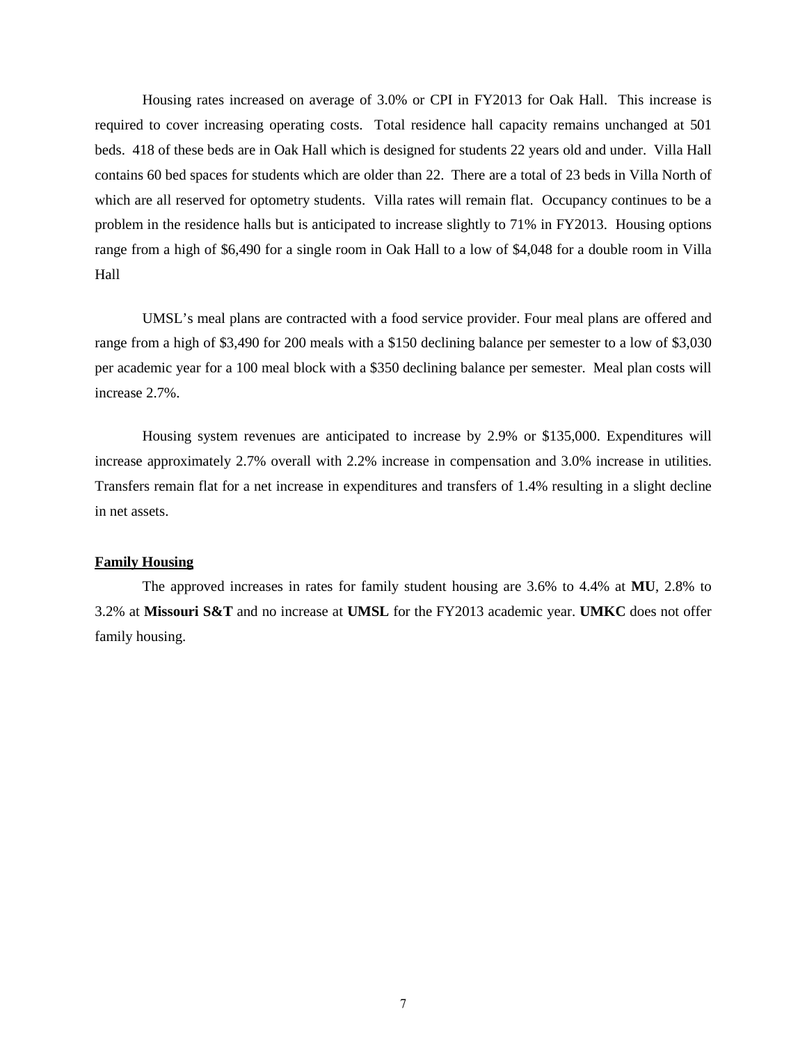Housing rates increased on average of 3.0% or CPI in FY2013 for Oak Hall. This increase is required to cover increasing operating costs. Total residence hall capacity remains unchanged at 501 beds. 418 of these beds are in Oak Hall which is designed for students 22 years old and under. Villa Hall contains 60 bed spaces for students which are older than 22. There are a total of 23 beds in Villa North of which are all reserved for optometry students. Villa rates will remain flat. Occupancy continues to be a problem in the residence halls but is anticipated to increase slightly to 71% in FY2013. Housing options range from a high of $6,490 for a single room in Oak Hall to a low of $4,048 for a double room in Villa Hall

UMSL's meal plans are contracted with a food service provider. Four meal plans are offered and range from a high of $3,490 for 200 meals with a $150 declining balance per semester to a low of $3,030 per academic year for a 100 meal block with a $350 declining balance per semester. Meal plan costs will increase 2.7%.

Housing system revenues are anticipated to increase by 2.9% or $135,000. Expenditures will increase approximately 2.7% overall with 2.2% increase in compensation and 3.0% increase in utilities. Transfers remain flat for a net increase in expenditures and transfers of 1.4% resulting in a slight decline in net assets.

**Family Housing**

The approved increases in rates for family student housing are 3.6% to 4.4% at **MU**, 2.8% to 3.2% at **Missouri S&T** and no increase at **UMSL** for the FY2013 academic year. **UMKC** does not offer family housing.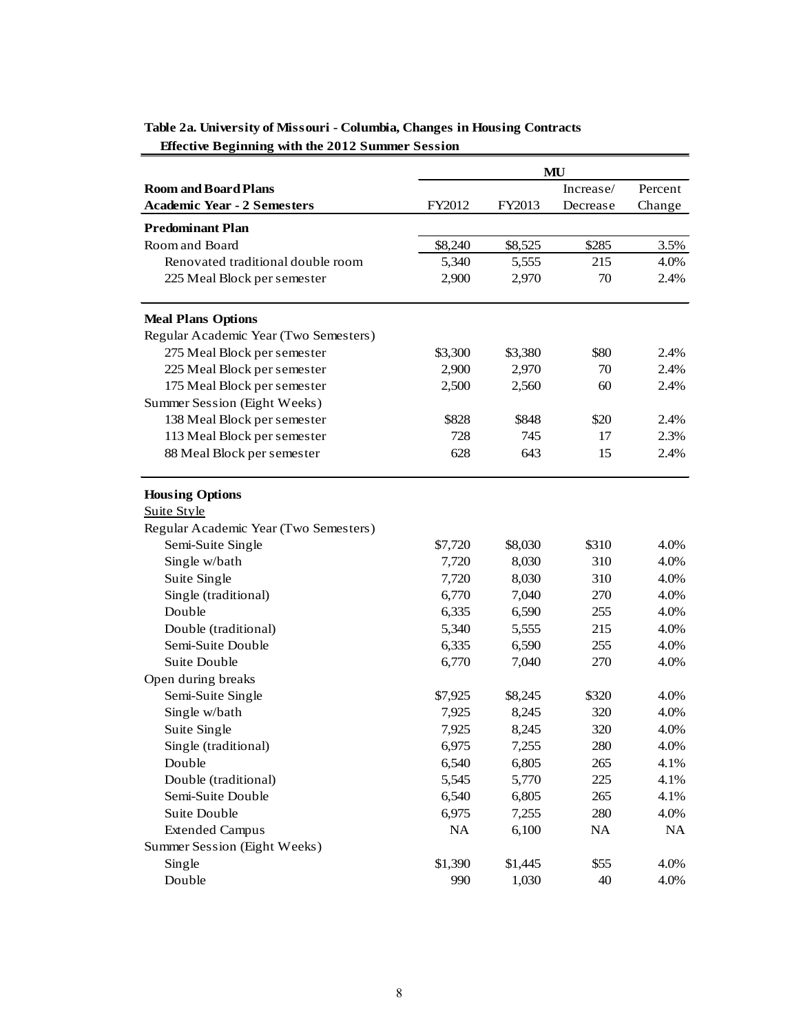**Table 2a. University of Missouri - Columbia, Changes in Housing Contracts**
**Effective Beginning with the 2012 Summer Session**

| | MU | | | |
|---|---|---|---|---|
| **Room and Board Plans** | | | Increase/ | Percent |
| **Academic Year - 2 Semesters** | FY2012 | FY2013 | Decrease | Change |
| **Predominant Plan** | | | | |
| Room and Board | $8,240 | $8,525 | $285 | 3.5% |
| Renovated traditional double room | 5,340 | 5,555 | 215 | 4.0% |
| 225 Meal Block per semester | 2,900 | 2,970 | 70 | 2.4% |
| **Meal Plans Options** | | | | |
| Regular Academic Year (Two Semesters) | | | | |
| 275 Meal Block per semester | $3,300 | $3,380 | $80 | 2.4% |
| 225 Meal Block per semester | 2,900 | 2,970 | 70 | 2.4% |
| 175 Meal Block per semester | 2,500 | 2,560 | 60 | 2.4% |
| Summer Session (Eight Weeks) | | | | |
| 138 Meal Block per semester | $828 | $848 | $20 | 2.4% |
| 113 Meal Block per semester | 728 | 745 | 17 | 2.3% |
| 88 Meal Block per semester | 628 | 643 | 15 | 2.4% |
| **Housing Options** | | | | |
| Suite Style | | | | |
| Regular Academic Year (Two Semesters) | | | | |
| Semi-Suite Single | $7,720 | $8,030 | $310 | 4.0% |
| Single w/bath | 7,720 | 8,030 | 310 | 4.0% |
| Suite Single | 7,720 | 8,030 | 310 | 4.0% |
| Single (traditional) | 6,770 | 7,040 | 270 | 4.0% |
| Double | 6,335 | 6,590 | 255 | 4.0% |
| Double (traditional) | 5,340 | 5,555 | 215 | 4.0% |
| Semi-Suite Double | 6,335 | 6,590 | 255 | 4.0% |
| Suite Double | 6,770 | 7,040 | 270 | 4.0% |
| Open during breaks | | | | |
| Semi-Suite Single | $7,925 | $8,245 | $320 | 4.0% |
| Single w/bath | 7,925 | 8,245 | 320 | 4.0% |
| Suite Single | 7,925 | 8,245 | 320 | 4.0% |
| Single (traditional) | 6,975 | 7,255 | 280 | 4.0% |
| Double | 6,540 | 6,805 | 265 | 4.1% |
| Double (traditional) | 5,545 | 5,770 | 225 | 4.1% |
| Semi-Suite Double | 6,540 | 6,805 | 265 | 4.1% |
| Suite Double | 6,975 | 7,255 | 280 | 4.0% |
| Extended Campus | NA | 6,100 | NA | NA |
| Summer Session (Eight Weeks) | | | | |
| Single | $1,390 | $1,445 | $55 | 4.0% |
| Double | 990 | 1,030 | 40 | 4.0% |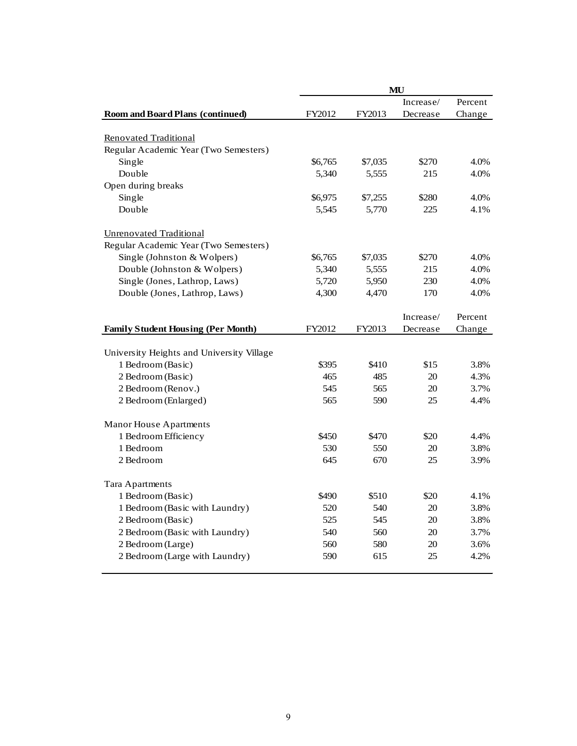| Room and Board Plans (continued) | MU | | | |
|---|---|---|---|---|
| | FY2012 | FY2013 | Increase/ Decrease | Percent Change |
| Renovated Traditional | | | | |
| Regular Academic Year (Two Semesters) | | | | |
| Single | $6,765 | $7,035 | $270 | 4.0% |
| Double | 5,340 | 5,555 | 215 | 4.0% |
| Open during breaks | | | | |
| Single | $6,975 | $7,255 | $280 | 4.0% |
| Double | 5,545 | 5,770 | 225 | 4.1% |
| Unrenovated Traditional | | | | |
| Regular Academic Year (Two Semesters) | | | | |
| Single (Johnston & Wolpers) | $6,765 | $7,035 | $270 | 4.0% |
| Double (Johnston & Wolpers) | 5,340 | 5,555 | 215 | 4.0% |
| Single (Jones, Lathrop, Laws) | 5,720 | 5,950 | 230 | 4.0% |
| Double (Jones, Lathrop, Laws) | 4,300 | 4,470 | 170 | 4.0% |

| Family Student Housing (Per Month) | FY2012 | FY2013 | Increase/ Decrease | Percent Change |
|---|---|---|---|---|
| University Heights and University Village | | | | |
| 1 Bedroom (Basic) | $395 | $410 | $15 | 3.8% |
| 2 Bedroom (Basic) | 465 | 485 | 20 | 4.3% |
| 2 Bedroom (Renov.) | 545 | 565 | 20 | 3.7% |
| 2 Bedroom (Enlarged) | 565 | 590 | 25 | 4.4% |
| Manor House Apartments | | | | |
| 1 Bedroom Efficiency | $450 | $470 | $20 | 4.4% |
| 1 Bedroom | 530 | 550 | 20 | 3.8% |
| 2 Bedroom | 645 | 670 | 25 | 3.9% |
| Tara Apartments | | | | |
| 1 Bedroom (Basic) | $490 | $510 | $20 | 4.1% |
| 1 Bedroom (Basic with Laundry) | 520 | 540 | 20 | 3.8% |
| 2 Bedroom (Basic) | 525 | 545 | 20 | 3.8% |
| 2 Bedroom (Basic with Laundry) | 540 | 560 | 20 | 3.7% |
| 2 Bedroom (Large) | 560 | 580 | 20 | 3.6% |
| 2 Bedroom (Large with Laundry) | 590 | 615 | 25 | 4.2% |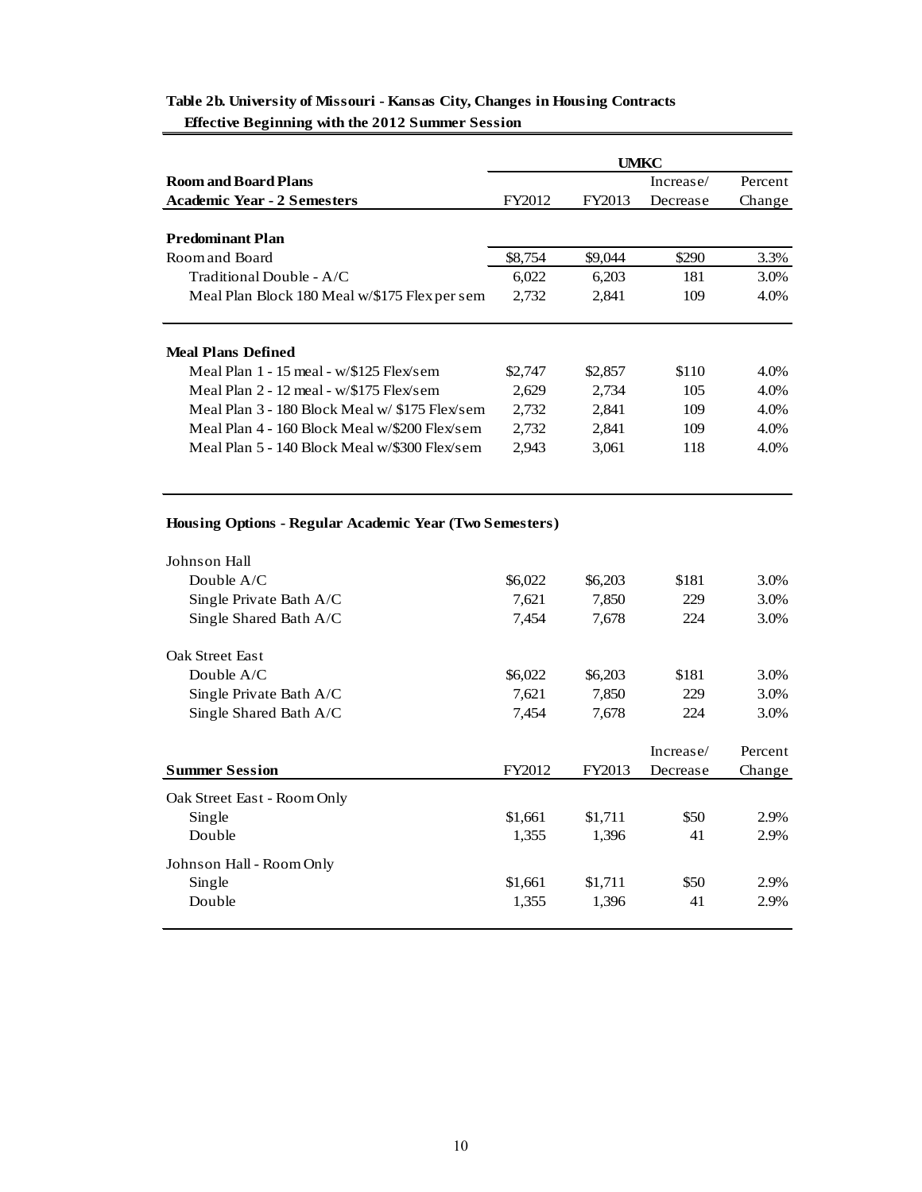**Table 2b. University of Missouri - Kansas City, Changes in Housing Contracts**
**Effective Beginning with the 2012 Summer Session**

| | UMKC | | | |
|---|---|---|---|---|
| **Room and Board Plans** | | | Increase/ | Percent |
| **Academic Year - 2 Semesters** | FY2012 | FY2013 | Decrease | Change |
| **Predominant Plan** | | | | |
| Room and Board | $8,754 | $9,044 | $290 | 3.3% |
| Traditional Double - A/C | 6,022 | 6,203 | 181 | 3.0% |
| Meal Plan Block 180 Meal w/$175 Flex per sem | 2,732 | 2,841 | 109 | 4.0% |
| **Meal Plans Defined** | | | | |
| Meal Plan 1 - 15 meal - w/$125 Flex/sem | $2,747 | $2,857 | $110 | 4.0% |
| Meal Plan 2 - 12 meal - w/$175 Flex/sem | 2,629 | 2,734 | 105 | 4.0% |
| Meal Plan 3 - 180 Block Meal w/ $175 Flex/sem | 2,732 | 2,841 | 109 | 4.0% |
| Meal Plan 4 - 160 Block Meal w/$200 Flex/sem | 2,732 | 2,841 | 109 | 4.0% |
| Meal Plan 5 - 140 Block Meal w/$300 Flex/sem | 2,943 | 3,061 | 118 | 4.0% |
| **Housing Options - Regular Academic Year (Two Semesters)** | | | | |
| Johnson Hall | | | | |
| Double A/C | $6,022 | $6,203 | $181 | 3.0% |
| Single Private Bath A/C | 7,621 | 7,850 | 229 | 3.0% |
| Single Shared Bath A/C | 7,454 | 7,678 | 224 | 3.0% |
| Oak Street East | | | | |
| Double A/C | $6,022 | $6,203 | $181 | 3.0% |
| Single Private Bath A/C | 7,621 | 7,850 | 229 | 3.0% |
| Single Shared Bath A/C | 7,454 | 7,678 | 224 | 3.0% |

| | | | Increase/ | Percent |
|---|---|---|---|---|
| **Summer Session** | FY2012 | FY2013 | Decrease | Change |
| Oak Street East - Room Only | | | | |
| Single | $1,661 | $1,711 | $50 | 2.9% |
| Double | 1,355 | 1,396 | 41 | 2.9% |
| Johnson Hall - Room Only | | | | |
| Single | $1,661 | $1,711 | $50 | 2.9% |
| Double | 1,355 | 1,396 | 41 | 2.9% |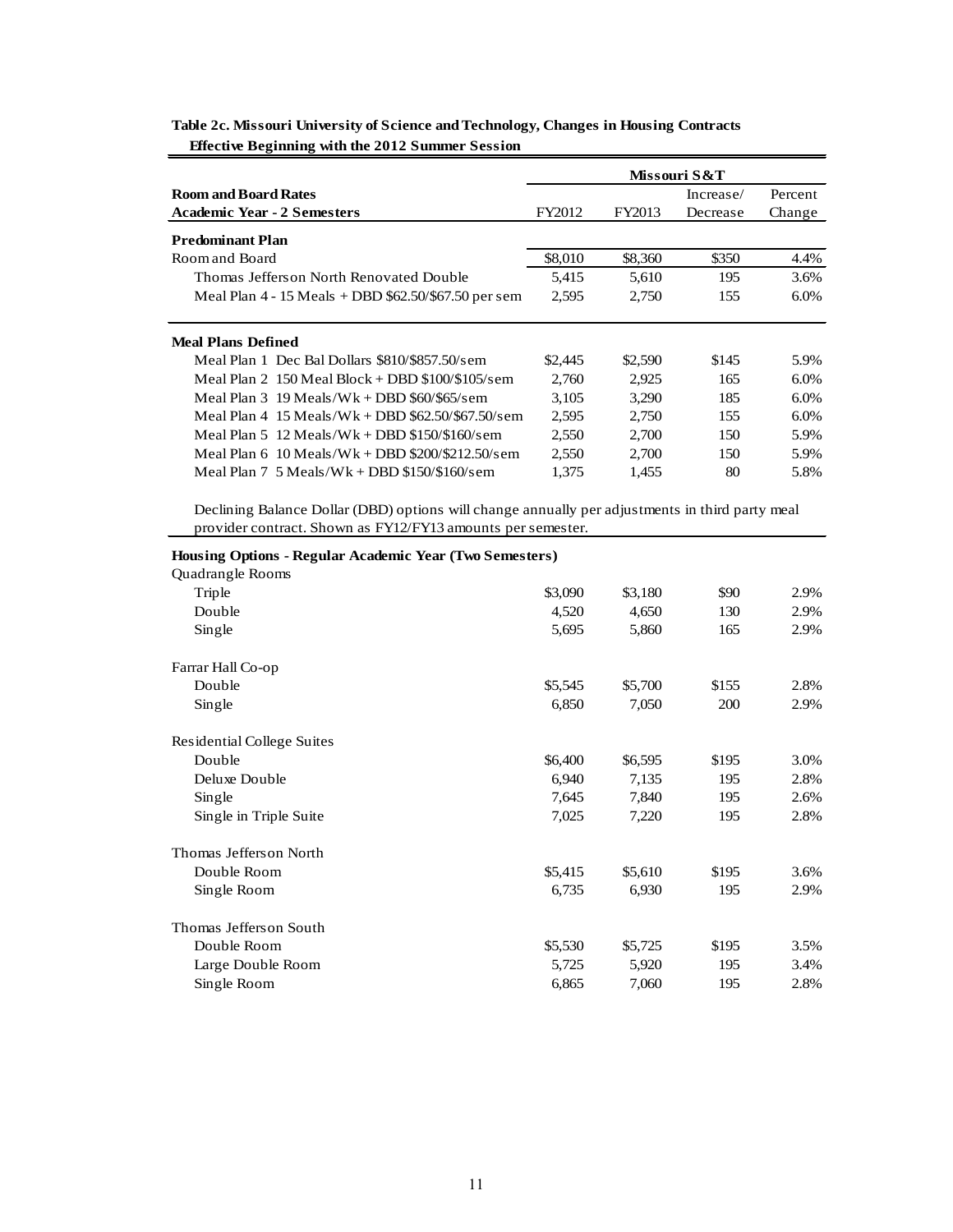**Table 2c. Missouri University of Science and Technology, Changes in Housing Contracts Effective Beginning with the 2012 Summer Session**

| Room and Board Rates<br>Academic Year - 2 Semesters | Missouri S&T<br>FY2012 | FY2013 | Increase/<br>Decrease | Percent<br>Change |
|---|---|---|---|---|
| **Predominant Plan** | | | | |
| Room and Board | $8,010 | $8,360 | $350 | 4.4% |
| Thomas Jefferson North Renovated Double | 5,415 | 5,610 | 195 | 3.6% |
| Meal Plan 4 - 15 Meals + DBD $62.50/$67.50 per sem | 2,595 | 2,750 | 155 | 6.0% |
| **Meal Plans Defined** | | | | |
| Meal Plan 1 Dec Bal Dollars $810/$857.50/sem | $2,445 | $2,590 | $145 | 5.9% |
| Meal Plan 2 150 Meal Block + DBD $100/$105/sem | 2,760 | 2,925 | 165 | 6.0% |
| Meal Plan 3 19 Meals/Wk + DBD $60/$65/sem | 3,105 | 3,290 | 185 | 6.0% |
| Meal Plan 4 15 Meals/Wk + DBD $62.50/$67.50/sem | 2,595 | 2,750 | 155 | 6.0% |
| Meal Plan 5 12 Meals/Wk + DBD $150/$160/sem | 2,550 | 2,700 | 150 | 5.9% |
| Meal Plan 6 10 Meals/Wk + DBD $200/$212.50/sem | 2,550 | 2,700 | 150 | 5.9% |
| Meal Plan 7 5 Meals/Wk + DBD $150/$160/sem | 1,375 | 1,455 | 80 | 5.8% |

Declining Balance Dollar (DBD) options will change annually per adjustments in third party meal provider contract. Shown as FY12/FY13 amounts per semester.

| Housing Options - Regular Academic Year (Two Semesters) | FY2012 | FY2013 | Increase/<br>Decrease | Percent<br>Change |
|---|---|---|---|---|
| Quadrangle Rooms | | | | |
| Triple | $3,090 | $3,180 | $90 | 2.9% |
| Double | 4,520 | 4,650 | 130 | 2.9% |
| Single | 5,695 | 5,860 | 165 | 2.9% |
| Farrar Hall Co-op | | | | |
| Double | $5,545 | $5,700 | $155 | 2.8% |
| Single | 6,850 | 7,050 | 200 | 2.9% |
| Residential College Suites | | | | |
| Double | $6,400 | $6,595 | $195 | 3.0% |
| Deluxe Double | 6,940 | 7,135 | 195 | 2.8% |
| Single | 7,645 | 7,840 | 195 | 2.6% |
| Single in Triple Suite | 7,025 | 7,220 | 195 | 2.8% |
| Thomas Jefferson North | | | | |
| Double Room | $5,415 | $5,610 | $195 | 3.6% |
| Single Room | 6,735 | 6,930 | 195 | 2.9% |
| Thomas Jefferson South | | | | |
| Double Room | $5,530 | $5,725 | $195 | 3.5% |
| Large Double Room | 5,725 | 5,920 | 195 | 3.4% |
| Single Room | 6,865 | 7,060 | 195 | 2.8% |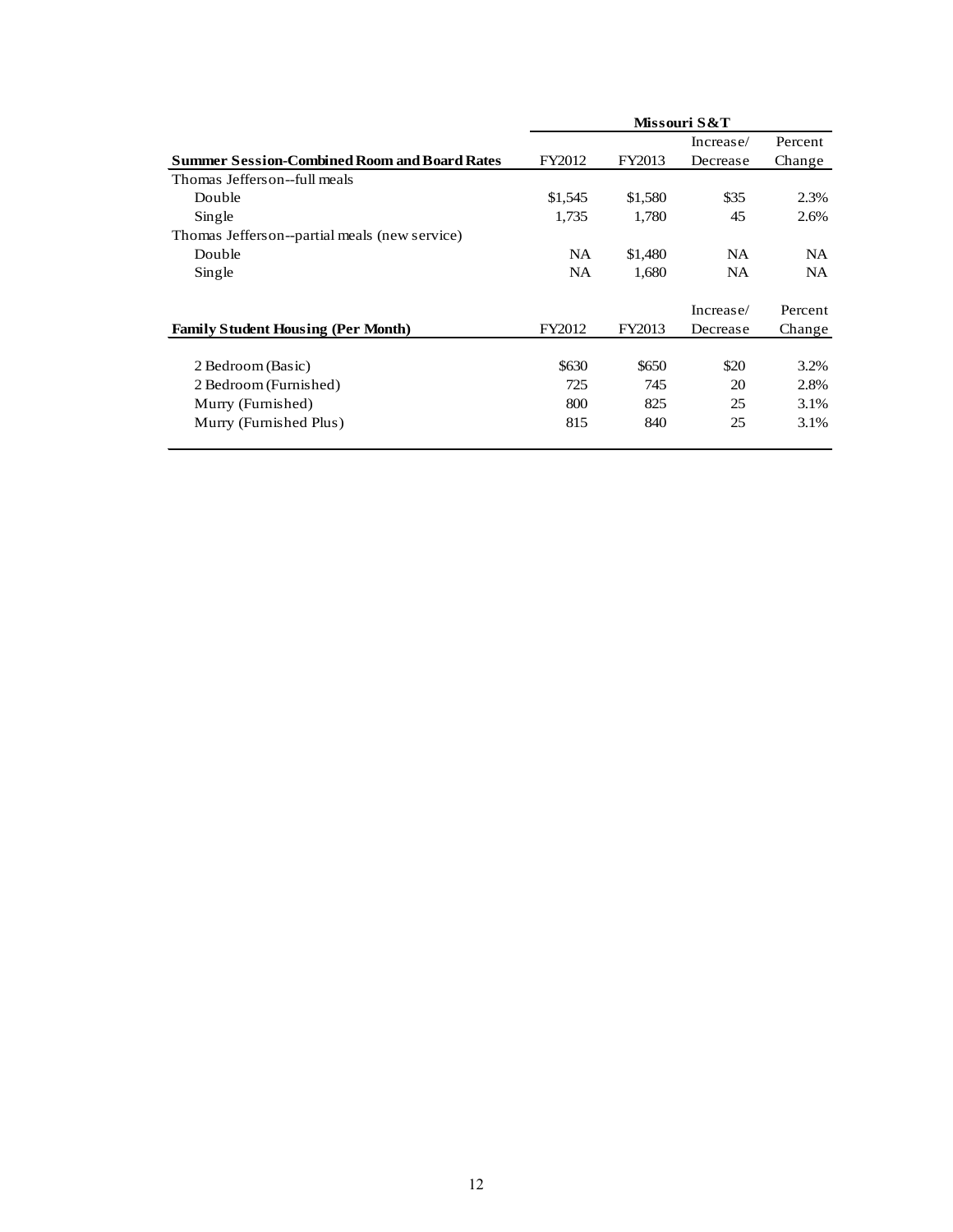| Summer Session-Combined Room and Board Rates | Missouri S&T | | | |
|---|---|---|---|---|
| | FY2012 | FY2013 | Increase/ Decrease | Percent Change |
| Thomas Jefferson--full meals | | | | |
| Double | $1,545 | $1,580 | $35 | 2.3% |
| Single | 1,735 | 1,780 | 45 | 2.6% |
| Thomas Jefferson--partial meals (new service) | | | | |
| Double | NA | $1,480 | NA | NA |
| Single | NA | 1,680 | NA | NA |

| Family Student Housing (Per Month) | FY2012 | FY2013 | Increase/ Decrease | Percent Change |
|---|---|---|---|---|
| 2 Bedroom (Basic) | $630 | $650 | $20 | 3.2% |
| 2 Bedroom (Furnished) | 725 | 745 | 20 | 2.8% |
| Murry (Furnished) | 800 | 825 | 25 | 3.1% |
| Murry (Furnished Plus) | 815 | 840 | 25 | 3.1% |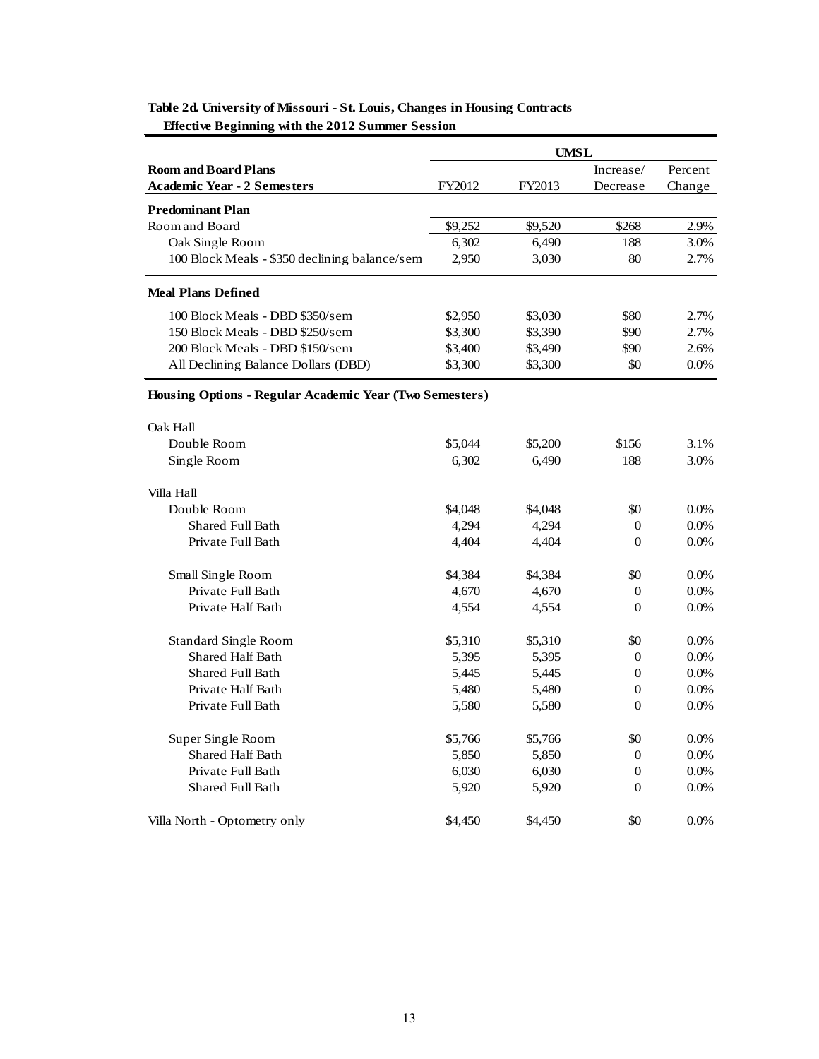**Table 2d. University of Missouri - St. Louis, Changes in Housing Contracts**
**Effective Beginning with the 2012 Summer Session**

| Room and Board Plans<br>Academic Year - 2 Semesters | UMSL<br>FY2012 | <br>FY2013 | <br>Increase/<br>Decrease | <br>Percent<br>Change |
|---|---|---|---|---|
| **Predominant Plan** | | | | |
| Room and Board | $9,252 | $9,520 | $268 | 2.9% |
| Oak Single Room | 6,302 | 6,490 | 188 | 3.0% |
| 100 Block Meals - $350 declining balance/sem | 2,950 | 3,030 | 80 | 2.7% |
| **Meal Plans Defined** | | | | |
| 100 Block Meals - DBD $350/sem | $2,950 | $3,030 | $80 | 2.7% |
| 150 Block Meals - DBD $250/sem | $3,300 | $3,390 | $90 | 2.7% |
| 200 Block Meals - DBD $150/sem | $3,400 | $3,490 | $90 | 2.6% |
| All Declining Balance Dollars (DBD) | $3,300 | $3,300 | $0 | 0.0% |
| **Housing Options - Regular Academic Year (Two Semesters)** | | | | |
| Oak Hall | | | | |
| Double Room | $5,044 | $5,200 | $156 | 3.1% |
| Single Room | 6,302 | 6,490 | 188 | 3.0% |
| Villa Hall | | | | |
| Double Room | $4,048 | $4,048 | $0 | 0.0% |
| Shared Full Bath | 4,294 | 4,294 | 0 | 0.0% |
| Private Full Bath | 4,404 | 4,404 | 0 | 0.0% |
| Small Single Room | $4,384 | $4,384 | $0 | 0.0% |
| Private Full Bath | 4,670 | 4,670 | 0 | 0.0% |
| Private Half Bath | 4,554 | 4,554 | 0 | 0.0% |
| Standard Single Room | $5,310 | $5,310 | $0 | 0.0% |
| Shared Half Bath | 5,395 | 5,395 | 0 | 0.0% |
| Shared Full Bath | 5,445 | 5,445 | 0 | 0.0% |
| Private Half Bath | 5,480 | 5,480 | 0 | 0.0% |
| Private Full Bath | 5,580 | 5,580 | 0 | 0.0% |
| Super Single Room | $5,766 | $5,766 | $0 | 0.0% |
| Shared Half Bath | 5,850 | 5,850 | 0 | 0.0% |
| Private Full Bath | 6,030 | 6,030 | 0 | 0.0% |
| Shared Full Bath | 5,920 | 5,920 | 0 | 0.0% |
| Villa North - Optometry only | $4,450 | $4,450 | $0 | 0.0% |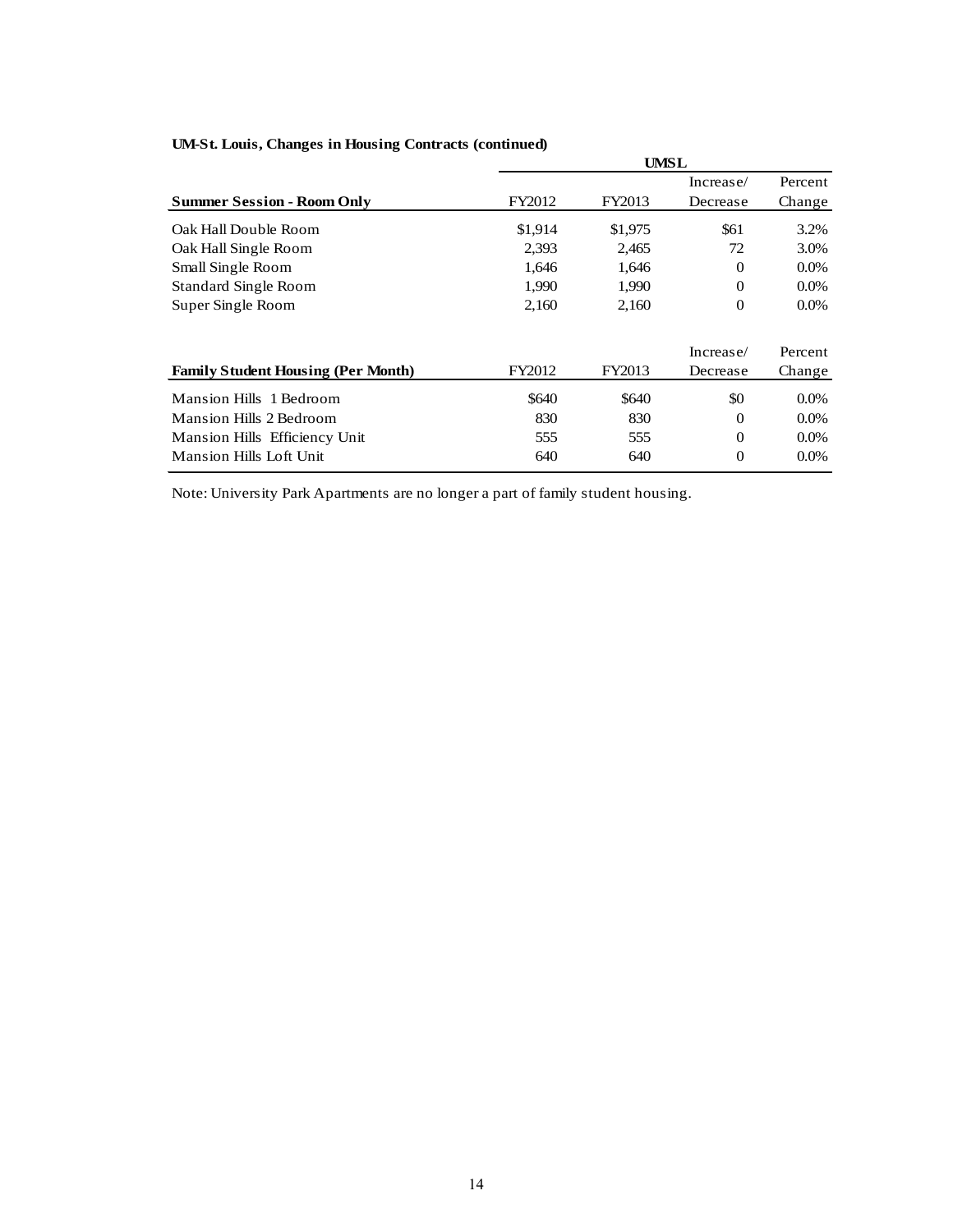**UM-St. Louis, Changes in Housing Contracts (continued)**

| | UMSL | | | |
|---|---|---|---|---|
| **Summer Session - Room Only** | FY2012 | FY2013 | Increase/ Decrease | Percent Change |
| Oak Hall Double Room | $1,914 | $1,975 | $61 | 3.2% |
| Oak Hall Single Room | 2,393 | 2,465 | 72 | 3.0% |
| Small Single Room | 1,646 | 1,646 | 0 | 0.0% |
| Standard Single Room | 1,990 | 1,990 | 0 | 0.0% |
| Super Single Room | 2,160 | 2,160 | 0 | 0.0% |

| **Family Student Housing (Per Month)** | FY2012 | FY2013 | Increase/ Decrease | Percent Change |
|---|---|---|---|---|
| Mansion Hills 1 Bedroom | $640 | $640 | $0 | 0.0% |
| Mansion Hills 2 Bedroom | 830 | 830 | 0 | 0.0% |
| Mansion Hills Efficiency Unit | 555 | 555 | 0 | 0.0% |
| Mansion Hills Loft Unit | 640 | 640 | 0 | 0.0% |

Note: University Park Apartments are no longer a part of family student housing.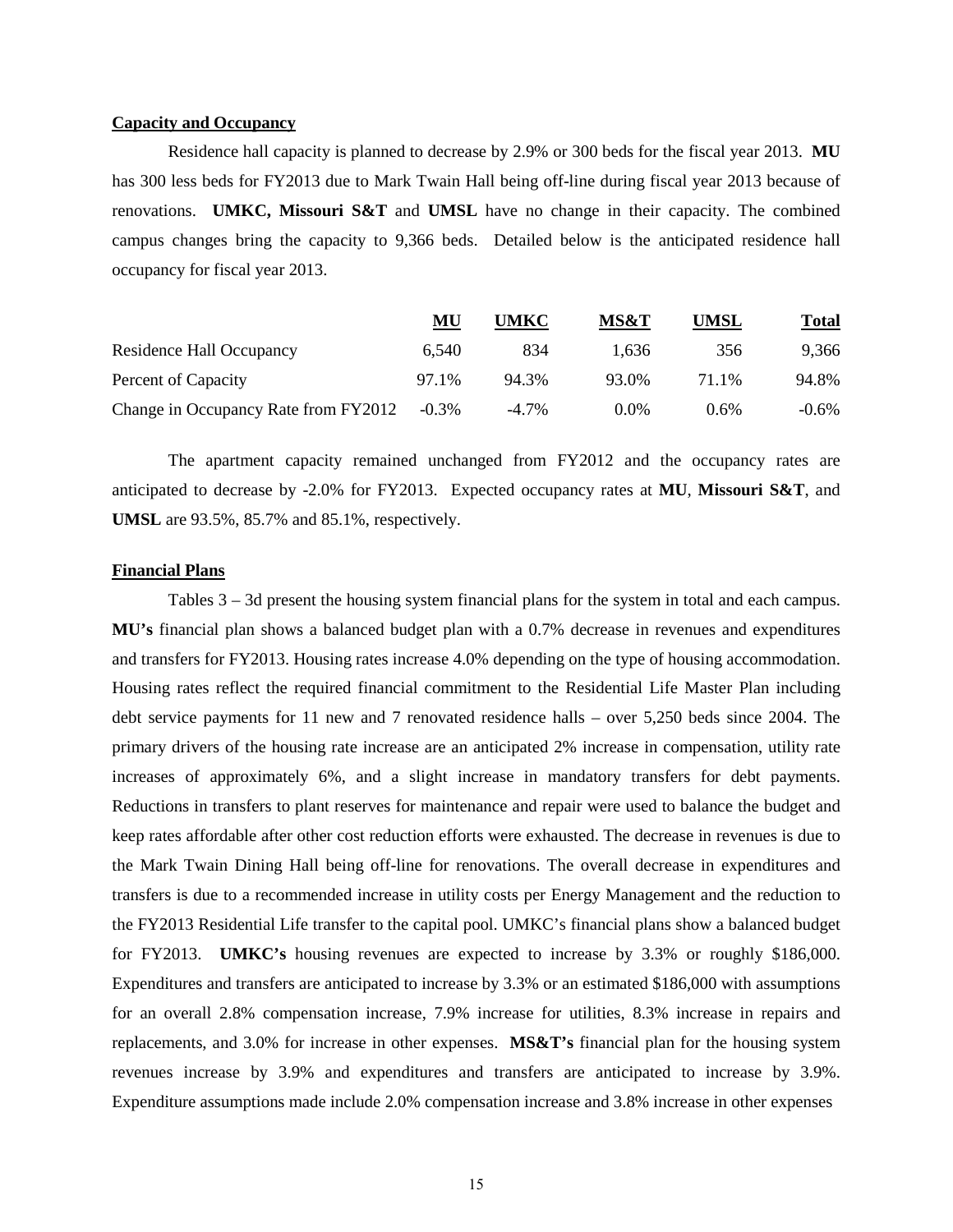**Capacity and Occupancy**

Residence hall capacity is planned to decrease by 2.9% or 300 beds for the fiscal year 2013. **MU** has 300 less beds for FY2013 due to Mark Twain Hall being off-line during fiscal year 2013 because of renovations. **UMKC, Missouri S&T** and **UMSL** have no change in their capacity. The combined campus changes bring the capacity to 9,366 beds. Detailed below is the anticipated residence hall occupancy for fiscal year 2013.

| | MU | UMKC | MS&T | UMSL | Total |
|---|---|---|---|---|---|
| Residence Hall Occupancy | 6,540 | 834 | 1,636 | 356 | 9,366 |
| Percent of Capacity | 97.1% | 94.3% | 93.0% | 71.1% | 94.8% |
| Change in Occupancy Rate from FY2012 | -0.3% | -4.7% | 0.0% | 0.6% | -0.6% |

The apartment capacity remained unchanged from FY2012 and the occupancy rates are anticipated to decrease by -2.0% for FY2013. Expected occupancy rates at **MU**, **Missouri S&T**, and **UMSL** are 93.5%, 85.7% and 85.1%, respectively.

**Financial Plans**

Tables 3 – 3d present the housing system financial plans for the system in total and each campus. **MU's** financial plan shows a balanced budget plan with a 0.7% decrease in revenues and expenditures and transfers for FY2013. Housing rates increase 4.0% depending on the type of housing accommodation. Housing rates reflect the required financial commitment to the Residential Life Master Plan including debt service payments for 11 new and 7 renovated residence halls – over 5,250 beds since 2004. The primary drivers of the housing rate increase are an anticipated 2% increase in compensation, utility rate increases of approximately 6%, and a slight increase in mandatory transfers for debt payments. Reductions in transfers to plant reserves for maintenance and repair were used to balance the budget and keep rates affordable after other cost reduction efforts were exhausted. The decrease in revenues is due to the Mark Twain Dining Hall being off-line for renovations. The overall decrease in expenditures and transfers is due to a recommended increase in utility costs per Energy Management and the reduction to the FY2013 Residential Life transfer to the capital pool. UMKC's financial plans show a balanced budget for FY2013. **UMKC's** housing revenues are expected to increase by 3.3% or roughly $186,000. Expenditures and transfers are anticipated to increase by 3.3% or an estimated $186,000 with assumptions for an overall 2.8% compensation increase, 7.9% increase for utilities, 8.3% increase in repairs and replacements, and 3.0% for increase in other expenses. **MS&T's** financial plan for the housing system revenues increase by 3.9% and expenditures and transfers are anticipated to increase by 3.9%. Expenditure assumptions made include 2.0% compensation increase and 3.8% increase in other expenses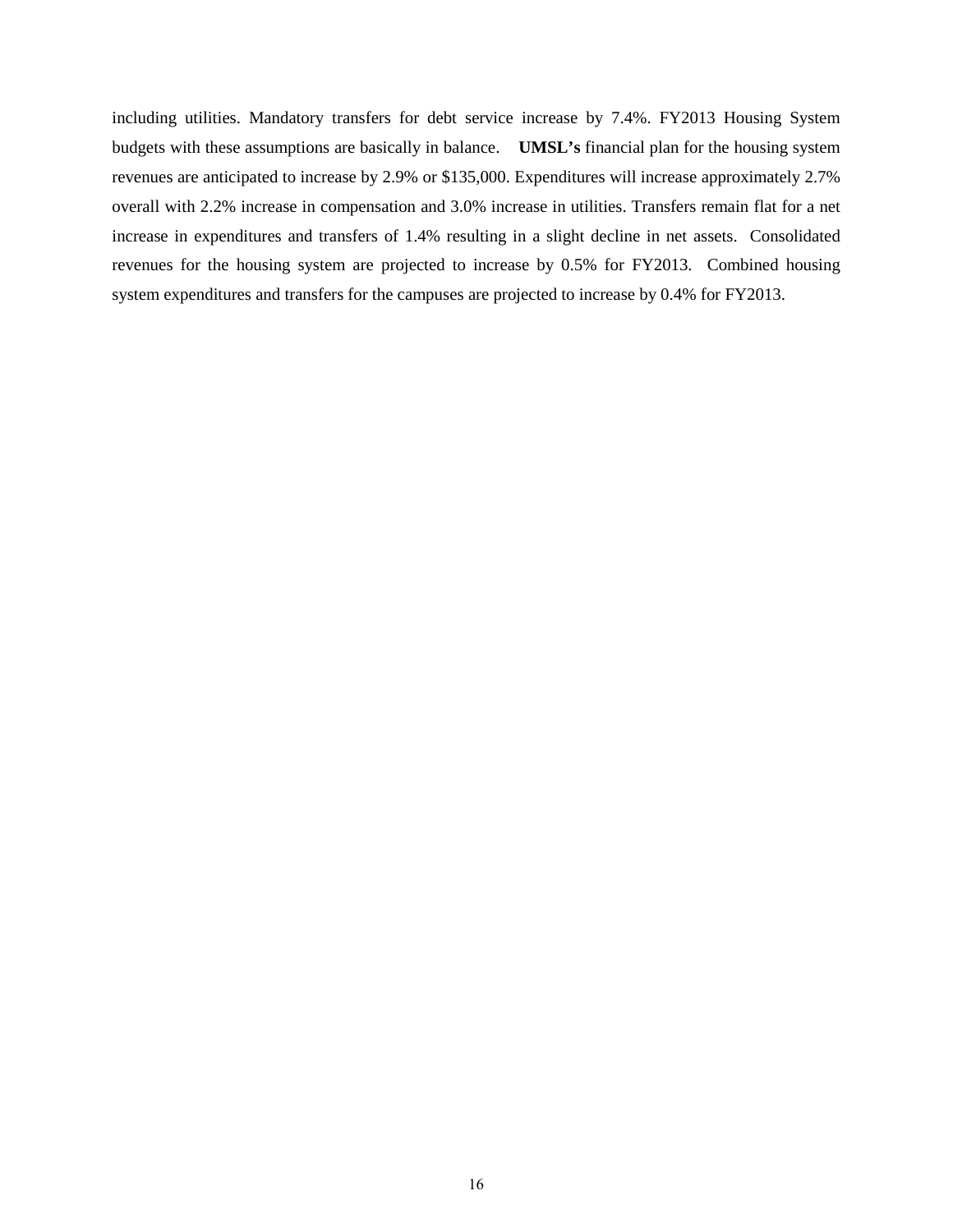including utilities. Mandatory transfers for debt service increase by 7.4%. FY2013 Housing System budgets with these assumptions are basically in balance. **UMSL's** financial plan for the housing system revenues are anticipated to increase by 2.9% or $135,000. Expenditures will increase approximately 2.7% overall with 2.2% increase in compensation and 3.0% increase in utilities. Transfers remain flat for a net increase in expenditures and transfers of 1.4% resulting in a slight decline in net assets. Consolidated revenues for the housing system are projected to increase by 0.5% for FY2013. Combined housing system expenditures and transfers for the campuses are projected to increase by 0.4% for FY2013.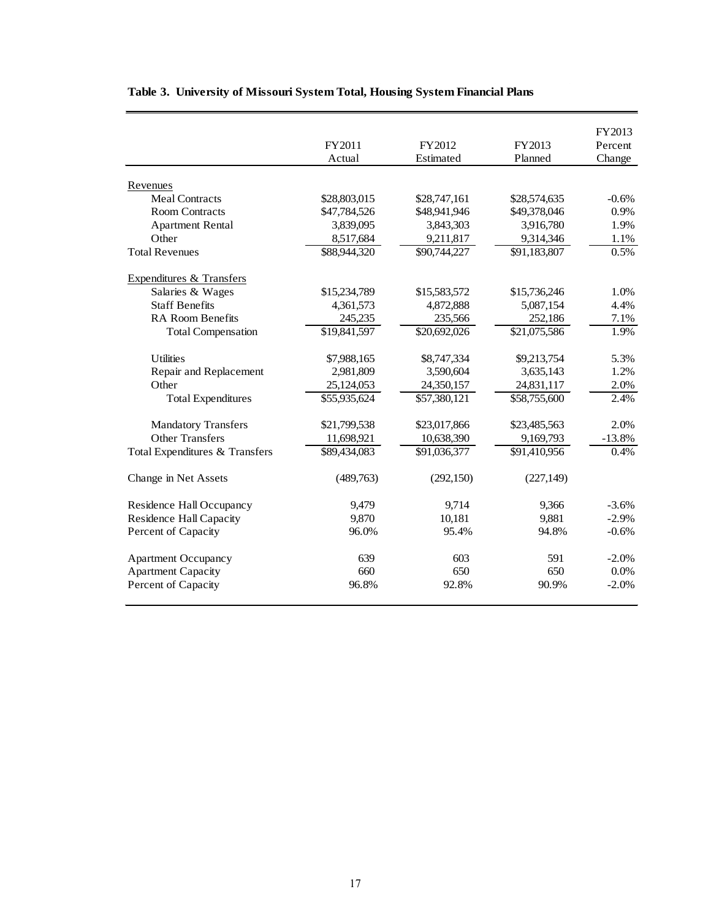**Table 3. University of Missouri System Total, Housing System Financial Plans**

| | FY2011 Actual | FY2012 Estimated | FY2013 Planned | FY2013 Percent Change |
|---|---|---|---|---|
| Revenues | | | | |
| Meal Contracts | $28,803,015 | $28,747,161 | $28,574,635 | -0.6% |
| Room Contracts | $47,784,526 | $48,941,946 | $49,378,046 | 0.9% |
| Apartment Rental | 3,839,095 | 3,843,303 | 3,916,780 | 1.9% |
| Other | 8,517,684 | 9,211,817 | 9,314,346 | 1.1% |
| Total Revenues | $88,944,320 | $90,744,227 | $91,183,807 | 0.5% |
| Expenditures & Transfers | | | | |
| Salaries & Wages | $15,234,789 | $15,583,572 | $15,736,246 | 1.0% |
| Staff Benefits | 4,361,573 | 4,872,888 | 5,087,154 | 4.4% |
| RA Room Benefits | 245,235 | 235,566 | 252,186 | 7.1% |
| Total Compensation | $19,841,597 | $20,692,026 | $21,075,586 | 1.9% |
| Utilities | $7,988,165 | $8,747,334 | $9,213,754 | 5.3% |
| Repair and Replacement | 2,981,809 | 3,590,604 | 3,635,143 | 1.2% |
| Other | 25,124,053 | 24,350,157 | 24,831,117 | 2.0% |
| Total Expenditures | $55,935,624 | $57,380,121 | $58,755,600 | 2.4% |
| Mandatory Transfers | $21,799,538 | $23,017,866 | $23,485,563 | 2.0% |
| Other Transfers | 11,698,921 | 10,638,390 | 9,169,793 | -13.8% |
| Total Expenditures & Transfers | $89,434,083 | $91,036,377 | $91,410,956 | 0.4% |
| Change in Net Assets | (489,763) | (292,150) | (227,149) | |
| Residence Hall Occupancy | 9,479 | 9,714 | 9,366 | -3.6% |
| Residence Hall Capacity | 9,870 | 10,181 | 9,881 | -2.9% |
| Percent of Capacity | 96.0% | 95.4% | 94.8% | -0.6% |
| Apartment Occupancy | 639 | 603 | 591 | -2.0% |
| Apartment Capacity | 660 | 650 | 650 | 0.0% |
| Percent of Capacity | 96.8% | 92.8% | 90.9% | -2.0% |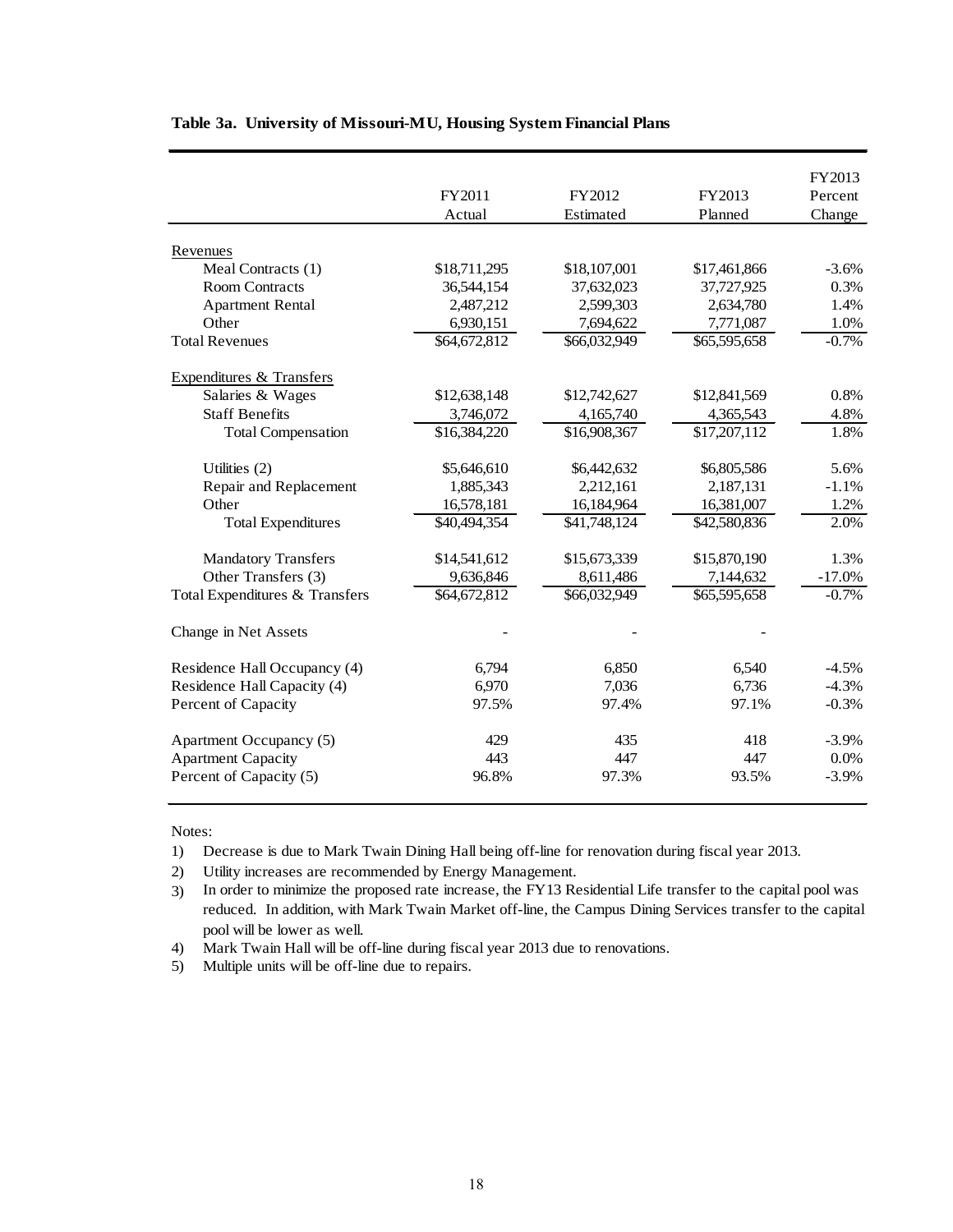**Table 3a. University of Missouri-MU, Housing System Financial Plans**

| | FY2011 Actual | FY2012 Estimated | FY2013 Planned | FY2013 Percent Change |
|---|---|---|---|---|
| Revenues | | | | |
| Meal Contracts (1) | $18,711,295 | $18,107,001 | $17,461,866 | -3.6% |
| Room Contracts | 36,544,154 | 37,632,023 | 37,727,925 | 0.3% |
| Apartment Rental | 2,487,212 | 2,599,303 | 2,634,780 | 1.4% |
| Other | 6,930,151 | 7,694,622 | 7,771,087 | 1.0% |
| Total Revenues | $64,672,812 | $66,032,949 | $65,595,658 | -0.7% |
| Expenditures & Transfers | | | | |
| Salaries & Wages | $12,638,148 | $12,742,627 | $12,841,569 | 0.8% |
| Staff Benefits | 3,746,072 | 4,165,740 | 4,365,543 | 4.8% |
| Total Compensation | $16,384,220 | $16,908,367 | $17,207,112 | 1.8% |
| Utilities (2) | $5,646,610 | $6,442,632 | $6,805,586 | 5.6% |
| Repair and Replacement | 1,885,343 | 2,212,161 | 2,187,131 | -1.1% |
| Other | 16,578,181 | 16,184,964 | 16,381,007 | 1.2% |
| Total Expenditures | $40,494,354 | $41,748,124 | $42,580,836 | 2.0% |
| Mandatory Transfers | $14,541,612 | $15,673,339 | $15,870,190 | 1.3% |
| Other Transfers (3) | 9,636,846 | 8,611,486 | 7,144,632 | -17.0% |
| Total Expenditures & Transfers | $64,672,812 | $66,032,949 | $65,595,658 | -0.7% |
| Change in Net Assets | - | - | - | |
| Residence Hall Occupancy (4) | 6,794 | 6,850 | 6,540 | -4.5% |
| Residence Hall Capacity (4) | 6,970 | 7,036 | 6,736 | -4.3% |
| Percent of Capacity | 97.5% | 97.4% | 97.1% | -0.3% |
| Apartment Occupancy (5) | 429 | 435 | 418 | -3.9% |
| Apartment Capacity | 443 | 447 | 447 | 0.0% |
| Percent of Capacity (5) | 96.8% | 97.3% | 93.5% | -3.9% |

Notes:

1) Decrease is due to Mark Twain Dining Hall being off-line for renovation during fiscal year 2013.
2) Utility increases are recommended by Energy Management.
3) In order to minimize the proposed rate increase, the FY13 Residential Life transfer to the capital pool was reduced. In addition, with Mark Twain Market off-line, the Campus Dining Services transfer to the capital pool will be lower as well.
4) Mark Twain Hall will be off-line during fiscal year 2013 due to renovations.
5) Multiple units will be off-line due to repairs.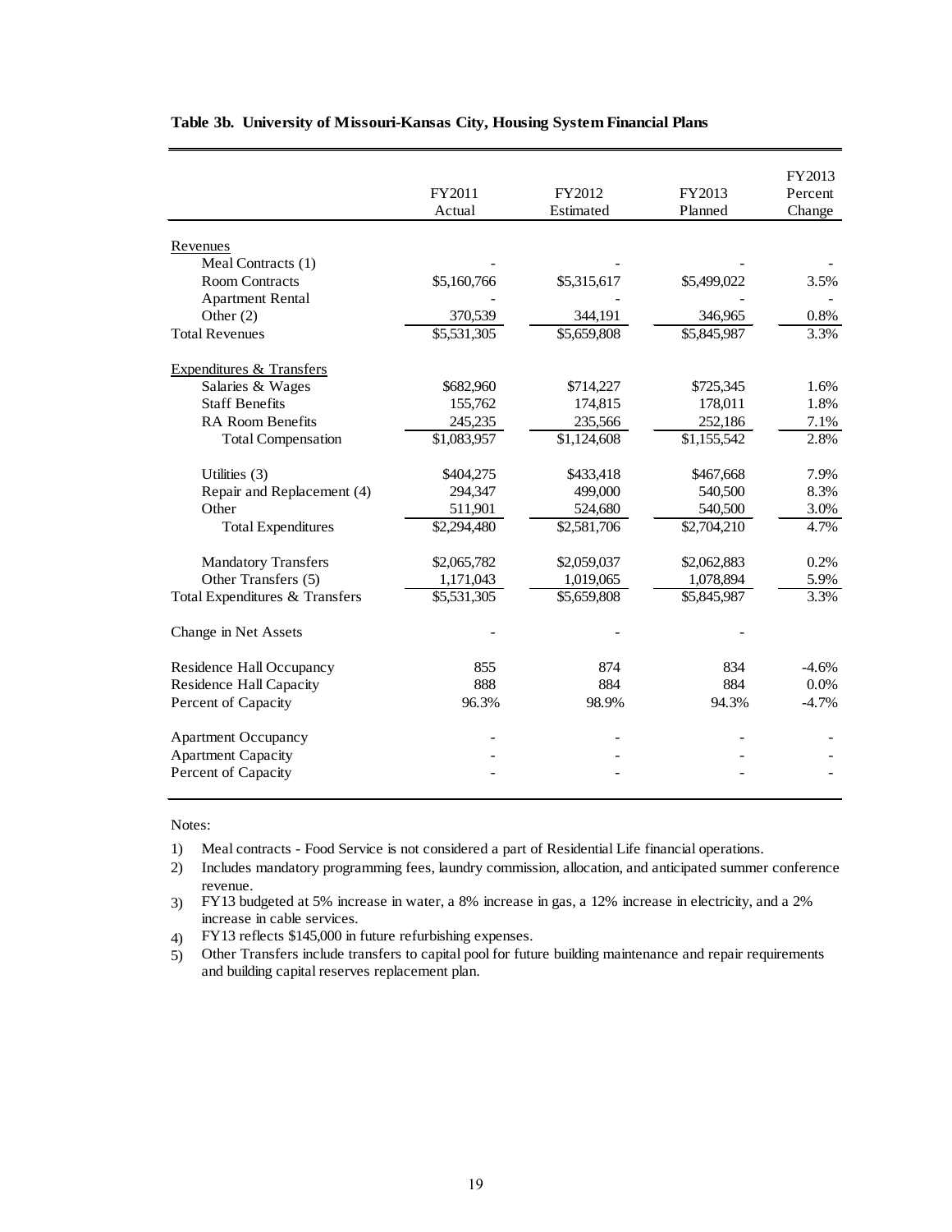**Table 3b. University of Missouri-Kansas City, Housing System Financial Plans**

| | FY2011 Actual | FY2012 Estimated | FY2013 Planned | FY2013 Percent Change |
|---|---|---|---|---|
| Revenues | | | | |
| Meal Contracts (1) | - | - | - | - |
| Room Contracts | $5,160,766 | $5,315,617 | $5,499,022 | 3.5% |
| Apartment Rental | - | - | - | - |
| Other (2) | 370,539 | 344,191 | 346,965 | 0.8% |
| Total Revenues | $5,531,305 | $5,659,808 | $5,845,987 | 3.3% |
| Expenditures & Transfers | | | | |
| Salaries & Wages | $682,960 | $714,227 | $725,345 | 1.6% |
| Staff Benefits | 155,762 | 174,815 | 178,011 | 1.8% |
| RA Room Benefits | 245,235 | 235,566 | 252,186 | 7.1% |
| Total Compensation | $1,083,957 | $1,124,608 | $1,155,542 | 2.8% |
| Utilities (3) | $404,275 | $433,418 | $467,668 | 7.9% |
| Repair and Replacement (4) | 294,347 | 499,000 | 540,500 | 8.3% |
| Other | 511,901 | 524,680 | 540,500 | 3.0% |
| Total Expenditures | $2,294,480 | $2,581,706 | $2,704,210 | 4.7% |
| Mandatory Transfers | $2,065,782 | $2,059,037 | $2,062,883 | 0.2% |
| Other Transfers (5) | 1,171,043 | 1,019,065 | 1,078,894 | 5.9% |
| Total Expenditures & Transfers | $5,531,305 | $5,659,808 | $5,845,987 | 3.3% |
| Change in Net Assets | - | - | - | |
| Residence Hall Occupancy | 855 | 874 | 834 | -4.6% |
| Residence Hall Capacity | 888 | 884 | 884 | 0.0% |
| Percent of Capacity | 96.3% | 98.9% | 94.3% | -4.7% |
| Apartment Occupancy | - | - | - | - |
| Apartment Capacity | - | - | - | - |
| Percent of Capacity | - | - | - | - |

Notes:

1) Meal contracts - Food Service is not considered a part of Residential Life financial operations.
2) Includes mandatory programming fees, laundry commission, allocation, and anticipated summer conference revenue.
3) FY13 budgeted at 5% increase in water, a 8% increase in gas, a 12% increase in electricity, and a 2% increase in cable services.
4) FY13 reflects $145,000 in future refurbishing expenses.
5) Other Transfers include transfers to capital pool for future building maintenance and repair requirements and building capital reserves replacement plan.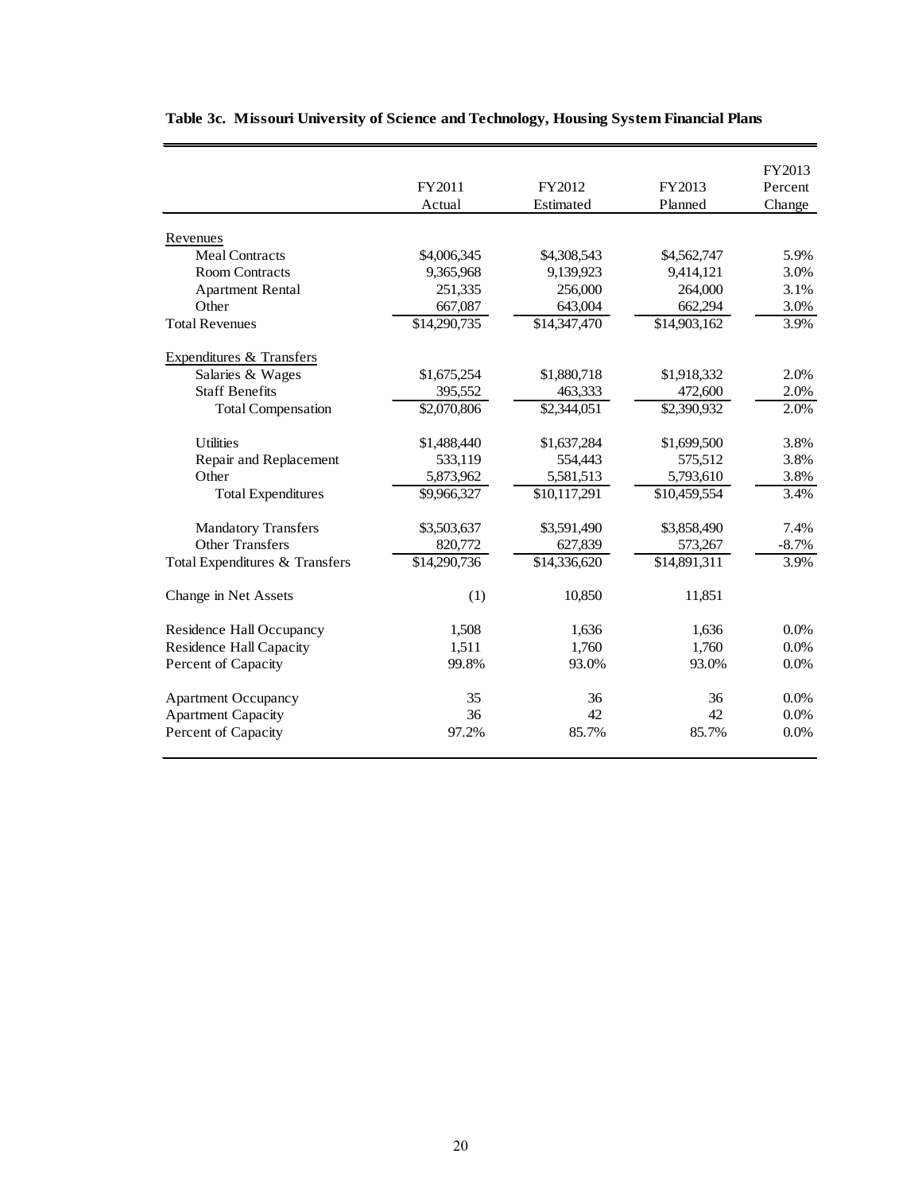**Table 3c. Missouri University of Science and Technology, Housing System Financial Plans**

| | FY2011 Actual | FY2012 Estimated | FY2013 Planned | FY2013 Percent Change |
|---|---|---|---|---|
| Revenues | | | | |
| Meal Contracts | $4,006,345 | $4,308,543 | $4,562,747 | 5.9% |
| Room Contracts | 9,365,968 | 9,139,923 | 9,414,121 | 3.0% |
| Apartment Rental | 251,335 | 256,000 | 264,000 | 3.1% |
| Other | 667,087 | 643,004 | 662,294 | 3.0% |
| Total Revenues | $14,290,735 | $14,347,470 | $14,903,162 | 3.9% |
| Expenditures & Transfers | | | | |
| Salaries & Wages | $1,675,254 | $1,880,718 | $1,918,332 | 2.0% |
| Staff Benefits | 395,552 | 463,333 | 472,600 | 2.0% |
| Total Compensation | $2,070,806 | $2,344,051 | $2,390,932 | 2.0% |
| Utilities | $1,488,440 | $1,637,284 | $1,699,500 | 3.8% |
| Repair and Replacement | 533,119 | 554,443 | 575,512 | 3.8% |
| Other | 5,873,962 | 5,581,513 | 5,793,610 | 3.8% |
| Total Expenditures | $9,966,327 | $10,117,291 | $10,459,554 | 3.4% |
| Mandatory Transfers | $3,503,637 | $3,591,490 | $3,858,490 | 7.4% |
| Other Transfers | 820,772 | 627,839 | 573,267 | -8.7% |
| Total Expenditures & Transfers | $14,290,736 | $14,336,620 | $14,891,311 | 3.9% |
| Change in Net Assets | (1) | 10,850 | 11,851 | |
| Residence Hall Occupancy | 1,508 | 1,636 | 1,636 | 0.0% |
| Residence Hall Capacity | 1,511 | 1,760 | 1,760 | 0.0% |
| Percent of Capacity | 99.8% | 93.0% | 93.0% | 0.0% |
| Apartment Occupancy | 35 | 36 | 36 | 0.0% |
| Apartment Capacity | 36 | 42 | 42 | 0.0% |
| Percent of Capacity | 97.2% | 85.7% | 85.7% | 0.0% |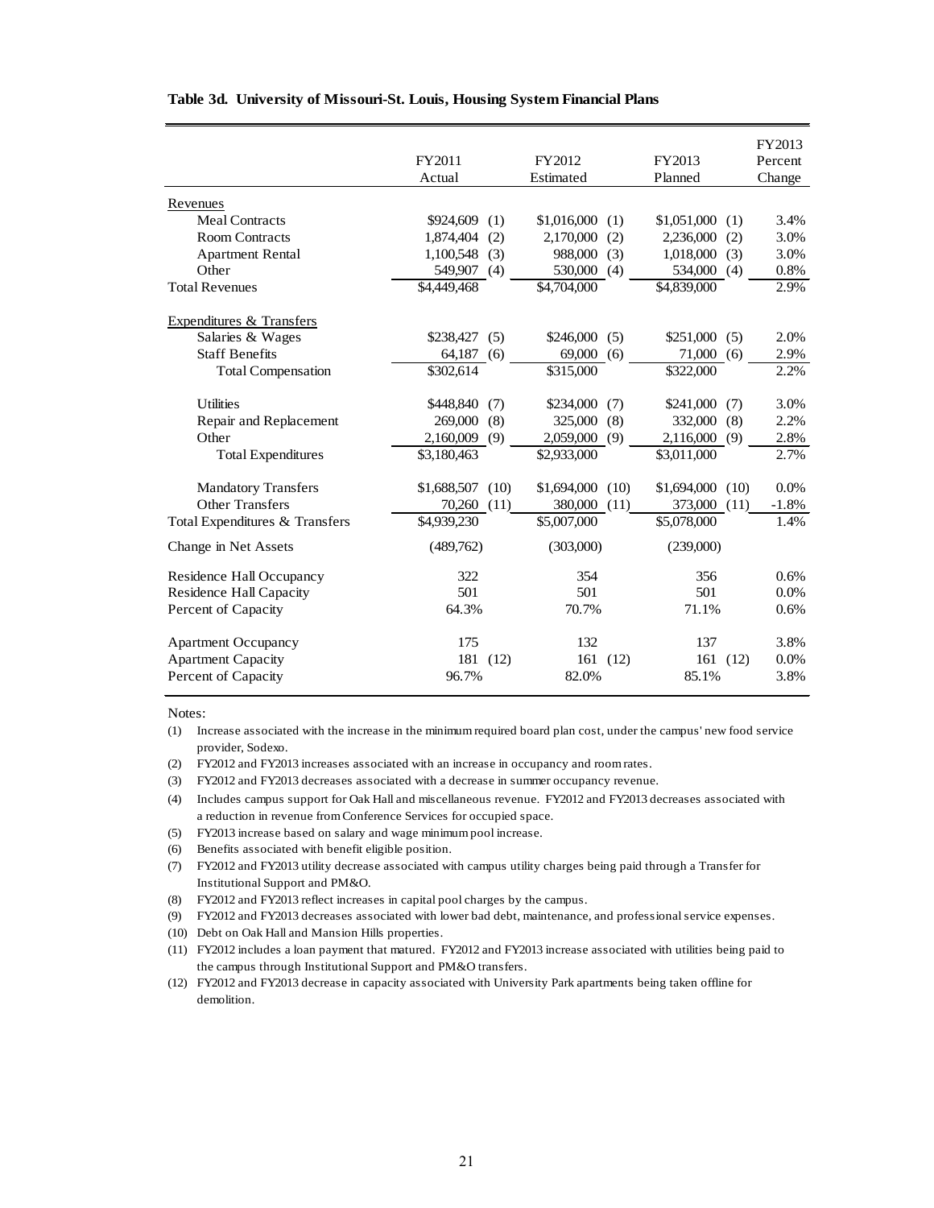**Table 3d. University of Missouri-St. Louis, Housing System Financial Plans**

| | FY2011 Actual | | FY2012 Estimated | | FY2013 Planned | | FY2013 Percent Change |
|---|---|---|---|---|---|---|---|
| Revenues | | | | | | | |
| Meal Contracts | $924,609 | (1) | $1,016,000 | (1) | $1,051,000 | (1) | 3.4% |
| Room Contracts | 1,874,404 | (2) | 2,170,000 | (2) | 2,236,000 | (2) | 3.0% |
| Apartment Rental | 1,100,548 | (3) | 988,000 | (3) | 1,018,000 | (3) | 3.0% |
| Other | 549,907 | (4) | 530,000 | (4) | 534,000 | (4) | 0.8% |
| Total Revenues | $4,449,468 | | $4,704,000 | | $4,839,000 | | 2.9% |
| Expenditures & Transfers | | | | | | | |
| Salaries & Wages | $238,427 | (5) | $246,000 | (5) | $251,000 | (5) | 2.0% |
| Staff Benefits | 64,187 | (6) | 69,000 | (6) | 71,000 | (6) | 2.9% |
| Total Compensation | $302,614 | | $315,000 | | $322,000 | | 2.2% |
| Utilities | $448,840 | (7) | $234,000 | (7) | $241,000 | (7) | 3.0% |
| Repair and Replacement | 269,000 | (8) | 325,000 | (8) | 332,000 | (8) | 2.2% |
| Other | 2,160,009 | (9) | 2,059,000 | (9) | 2,116,000 | (9) | 2.8% |
| Total Expenditures | $3,180,463 | | $2,933,000 | | $3,011,000 | | 2.7% |
| Mandatory Transfers | $1,688,507 | (10) | $1,694,000 | (10) | $1,694,000 | (10) | 0.0% |
| Other Transfers | 70,260 | (11) | 380,000 | (11) | 373,000 | (11) | -1.8% |
| Total Expenditures & Transfers | $4,939,230 | | $5,007,000 | | $5,078,000 | | 1.4% |
| Change in Net Assets | (489,762) | | (303,000) | | (239,000) | | |
| Residence Hall Occupancy | 322 | | 354 | | 356 | | 0.6% |
| Residence Hall Capacity | 501 | | 501 | | 501 | | 0.0% |
| Percent of Capacity | 64.3% | | 70.7% | | 71.1% | | 0.6% |
| Apartment Occupancy | 175 | | 132 | | 137 | | 3.8% |
| Apartment Capacity | 181 | (12) | 161 | (12) | 161 | (12) | 0.0% |
| Percent of Capacity | 96.7% | | 82.0% | | 85.1% | | 3.8% |

Notes:

(1) Increase associated with the increase in the minimum required board plan cost, under the campus' new food service provider, Sodexo.

(2) FY2012 and FY2013 increases associated with an increase in occupancy and room rates.

(3) FY2012 and FY2013 decreases associated with a decrease in summer occupancy revenue.

(4) Includes campus support for Oak Hall and miscellaneous revenue. FY2012 and FY2013 decreases associated with a reduction in revenue from Conference Services for occupied space.

(5) FY2013 increase based on salary and wage minimum pool increase.

(6) Benefits associated with benefit eligible position.

(7) FY2012 and FY2013 utility decrease associated with campus utility charges being paid through a Transfer for Institutional Support and PM&O.

(8) FY2012 and FY2013 reflect increases in capital pool charges by the campus.

(9) FY2012 and FY2013 decreases associated with lower bad debt, maintenance, and professional service expenses.

(10) Debt on Oak Hall and Mansion Hills properties.

(11) FY2012 includes a loan payment that matured. FY2012 and FY2013 increase associated with utilities being paid to the campus through Institutional Support and PM&O transfers.

(12) FY2012 and FY2013 decrease in capacity associated with University Park apartments being taken offline for demolition.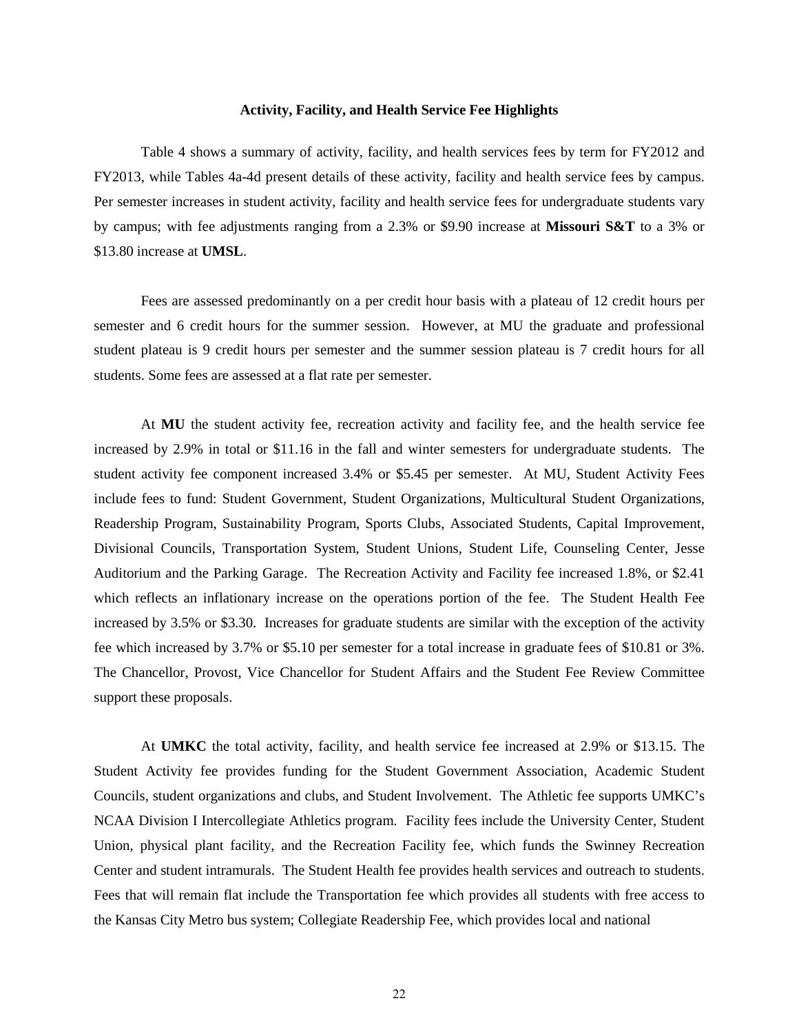### Activity, Facility, and Health Service Fee Highlights

Table 4 shows a summary of activity, facility, and health services fees by term for FY2012 and FY2013, while Tables 4a-4d present details of these activity, facility and health service fees by campus. Per semester increases in student activity, facility and health service fees for undergraduate students vary by campus; with fee adjustments ranging from a 2.3% or $9.90 increase at **Missouri S&T** to a 3% or $13.80 increase at **UMSL**.

Fees are assessed predominantly on a per credit hour basis with a plateau of 12 credit hours per semester and 6 credit hours for the summer session. However, at MU the graduate and professional student plateau is 9 credit hours per semester and the summer session plateau is 7 credit hours for all students. Some fees are assessed at a flat rate per semester.

At **MU** the student activity fee, recreation activity and facility fee, and the health service fee increased by 2.9% in total or $11.16 in the fall and winter semesters for undergraduate students. The student activity fee component increased 3.4% or $5.45 per semester. At MU, Student Activity Fees include fees to fund: Student Government, Student Organizations, Multicultural Student Organizations, Readership Program, Sustainability Program, Sports Clubs, Associated Students, Capital Improvement, Divisional Councils, Transportation System, Student Unions, Student Life, Counseling Center, Jesse Auditorium and the Parking Garage. The Recreation Activity and Facility fee increased 1.8%, or $2.41 which reflects an inflationary increase on the operations portion of the fee. The Student Health Fee increased by 3.5% or $3.30. Increases for graduate students are similar with the exception of the activity fee which increased by 3.7% or $5.10 per semester for a total increase in graduate fees of $10.81 or 3%. The Chancellor, Provost, Vice Chancellor for Student Affairs and the Student Fee Review Committee support these proposals.

At **UMKC** the total activity, facility, and health service fee increased at 2.9% or $13.15. The Student Activity fee provides funding for the Student Government Association, Academic Student Councils, student organizations and clubs, and Student Involvement. The Athletic fee supports UMKC's NCAA Division I Intercollegiate Athletics program. Facility fees include the University Center, Student Union, physical plant facility, and the Recreation Facility fee, which funds the Swinney Recreation Center and student intramurals. The Student Health fee provides health services and outreach to students. Fees that will remain flat include the Transportation fee which provides all students with free access to the Kansas City Metro bus system; Collegiate Readership Fee, which provides local and national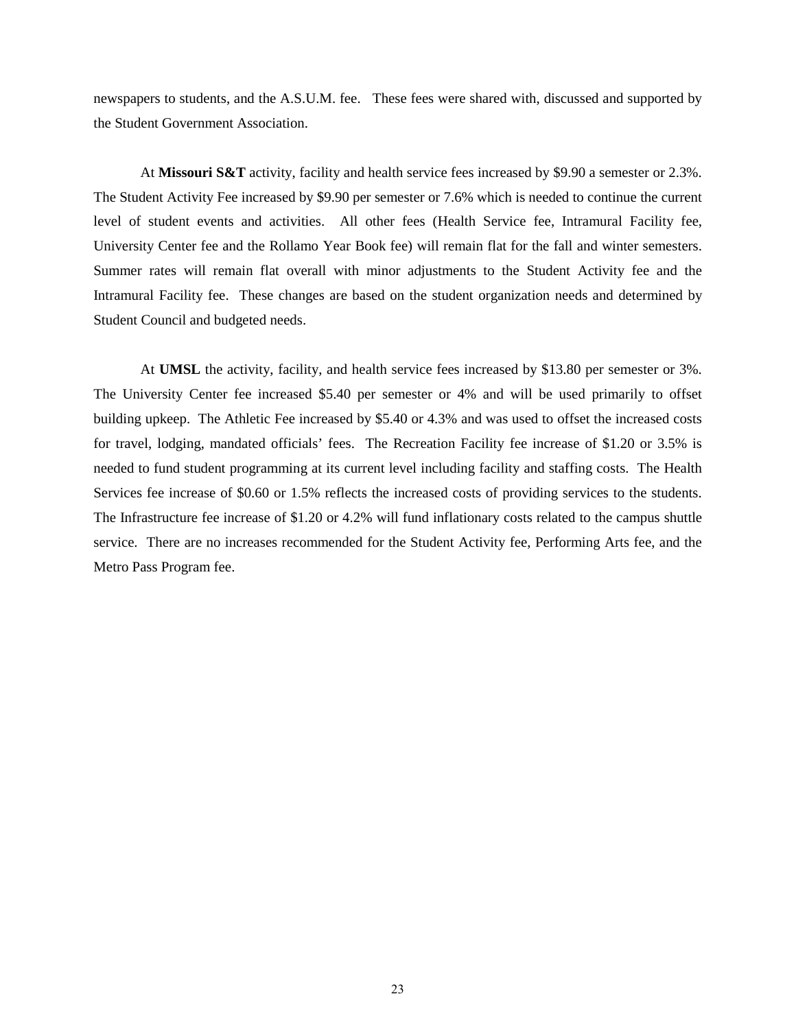newspapers to students, and the A.S.U.M. fee. These fees were shared with, discussed and supported by the Student Government Association.

At **Missouri S&T** activity, facility and health service fees increased by $9.90 a semester or 2.3%. The Student Activity Fee increased by $9.90 per semester or 7.6% which is needed to continue the current level of student events and activities. All other fees (Health Service fee, Intramural Facility fee, University Center fee and the Rollamo Year Book fee) will remain flat for the fall and winter semesters. Summer rates will remain flat overall with minor adjustments to the Student Activity fee and the Intramural Facility fee. These changes are based on the student organization needs and determined by Student Council and budgeted needs.

At **UMSL** the activity, facility, and health service fees increased by $13.80 per semester or 3%. The University Center fee increased $5.40 per semester or 4% and will be used primarily to offset building upkeep. The Athletic Fee increased by $5.40 or 4.3% and was used to offset the increased costs for travel, lodging, mandated officials' fees. The Recreation Facility fee increase of $1.20 or 3.5% is needed to fund student programming at its current level including facility and staffing costs. The Health Services fee increase of $0.60 or 1.5% reflects the increased costs of providing services to the students. The Infrastructure fee increase of $1.20 or 4.2% will fund inflationary costs related to the campus shuttle service. There are no increases recommended for the Student Activity fee, Performing Arts fee, and the Metro Pass Program fee.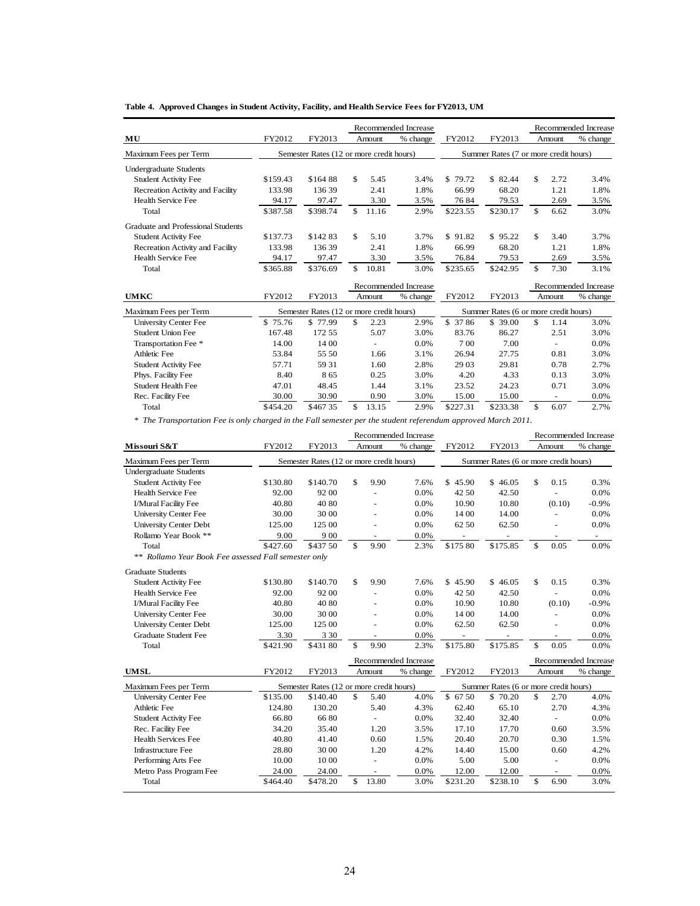**Table 4. Approved Changes in Student Activity, Facility, and Health Service Fees for FY2013, UM**

| **MU** | FY2012 | FY2013 | Recommended Increase Amount | Recommended Increase % change | FY2012 | FY2013 | Recommended Increase Amount | Recommended Increase % change |
|---|---|---|---|---|---|---|---|---|
| Maximum Fees per Term | Semester Rates (12 or more credit hours) | | | | Summer Rates (7 or more credit hours) | | | |
| Undergraduate Students | | | | | | | | |
| Student Activity Fee | $159.43 | $164 88 | $ 5.45 | 3.4% | $ 79.72 | $ 82.44 | $ 2.72 | 3.4% |
| Recreation Activity and Facility | 133.98 | 136 39 | 2.41 | 1.8% | 66.99 | 68.20 | 1.21 | 1.8% |
| Health Service Fee | 94.17 | 97.47 | 3.30 | 3.5% | 76 84 | 79.53 | 2.69 | 3.5% |
| Total | $387.58 | $398.74 | $ 11.16 | 2.9% | $223.55 | $230.17 | $ 6.62 | 3.0% |
| Graduate and Professional Students | | | | | | | | |
| Student Activity Fee | $137.73 | $142 83 | $ 5.10 | 3.7% | $ 91.82 | $ 95.22 | $ 3.40 | 3.7% |
| Recreation Activity and Facility | 133.98 | 136 39 | 2.41 | 1.8% | 66.99 | 68.20 | 1.21 | 1.8% |
| Health Service Fee | 94.17 | 97.47 | 3.30 | 3.5% | 76.84 | 79.53 | 2.69 | 3.5% |
| Total | $365.88 | $376.69 | $ 10.81 | 3.0% | $235.65 | $242.95 | $ 7.30 | 3.1% |

| **UMKC** | FY2012 | FY2013 | Recommended Increase Amount | Recommended Increase % change | FY2012 | FY2013 | Recommended Increase Amount | Recommended Increase % change |
|---|---|---|---|---|---|---|---|---|
| Maximum Fees per Term | Semester Rates (12 or more credit hours) | | | | Summer Rates (6 or more credit hours) | | | |
| University Center Fee | $ 75.76 | $ 77.99 | $ 2.23 | 2.9% | $ 37 86 | $ 39.00 | $ 1.14 | 3.0% |
| Student Union Fee | 167.48 | 172 55 | 5.07 | 3.0% | 83.76 | 86.27 | 2.51 | 3.0% |
| Transportation Fee * | 14.00 | 14 00 | - | 0.0% | 7 00 | 7.00 | - | 0.0% |
| Athletic Fee | 53.84 | 55 50 | 1.66 | 3.1% | 26.94 | 27.75 | 0.81 | 3.0% |
| Student Activity Fee | 57.71 | 59 31 | 1.60 | 2.8% | 29 03 | 29.81 | 0.78 | 2.7% |
| Phys. Facility Fee | 8.40 | 8 65 | 0.25 | 3.0% | 4.20 | 4.33 | 0.13 | 3.0% |
| Student Health Fee | 47.01 | 48.45 | 1.44 | 3.1% | 23.52 | 24.23 | 0.71 | 3.0% |
| Rec. Facility Fee | 30.00 | 30.90 | 0.90 | 3.0% | 15.00 | 15.00 | - | 0.0% |
| Total | $454.20 | $467 35 | $ 13.15 | 2.9% | $227.31 | $233.38 | $ 6.07 | 2.7% |

*\* The Transportation Fee is only charged in the Fall semester per the student referendum approved March 2011.*

| **Missouri S&T** | FY2012 | FY2013 | Recommended Increase Amount | Recommended Increase % change | FY2012 | FY2013 | Recommended Increase Amount | Recommended Increase % change |
|---|---|---|---|---|---|---|---|---|
| Maximum Fees per Term | Semester Rates (12 or more credit hours) | | | | Summer Rates (6 or more credit hours) | | | |
| Undergraduate Students | | | | | | | | |
| Student Activity Fee | $130.80 | $140.70 | $ 9.90 | 7.6% | $ 45.90 | $ 46.05 | $ 0.15 | 0.3% |
| Health Service Fee | 92.00 | 92 00 | - | 0.0% | 42 50 | 42.50 | - | 0.0% |
| I/Mural Facility Fee | 40.80 | 40 80 | - | 0.0% | 10.90 | 10.80 | (0.10) | -0.9% |
| University Center Fee | 30.00 | 30 00 | - | 0.0% | 14 00 | 14.00 | - | 0.0% |
| University Center Debt | 125.00 | 125 00 | - | 0.0% | 62 50 | 62.50 | - | 0.0% |
| Rollamo Year Book ** | 9.00 | 9 00 | - | 0.0% | - | - | - | - |
| Total | $427.60 | $437 50 | $ 9.90 | 2.3% | $175 80 | $175.85 | $ 0.05 | 0.0% |
| *\*\* Rollamo Year Book Fee assessed Fall semester only* | | | | | | | | |
| Graduate Students | | | | | | | | |
| Student Activity Fee | $130.80 | $140.70 | $ 9.90 | 7.6% | $ 45.90 | $ 46.05 | $ 0.15 | 0.3% |
| Health Service Fee | 92.00 | 92 00 | - | 0.0% | 42 50 | 42.50 | - | 0.0% |
| I/Mural Facility Fee | 40.80 | 40 80 | - | 0.0% | 10.90 | 10.80 | (0.10) | -0.9% |
| University Center Fee | 30.00 | 30 00 | - | 0.0% | 14 00 | 14.00 | - | 0.0% |
| University Center Debt | 125.00 | 125 00 | - | 0.0% | 62.50 | 62.50 | - | 0.0% |
| Graduate Student Fee | 3.30 | 3 30 | - | 0.0% | - | - | - | 0.0% |
| Total | $421.90 | $431 80 | $ 9.90 | 2.3% | $175.80 | $175.85 | $ 0.05 | 0.0% |

| **UMSL** | FY2012 | FY2013 | Recommended Increase Amount | Recommended Increase % change | FY2012 | FY2013 | Recommended Increase Amount | Recommended Increase % change |
|---|---|---|---|---|---|---|---|---|
| Maximum Fees per Term | Semester Rates (12 or more credit hours) | | | | Summer Rates (6 or more credit hours) | | | |
| University Center Fee | $135.00 | $140.40 | $ 5.40 | 4.0% | $ 67 50 | $ 70.20 | $ 2.70 | 4.0% |
| Athletic Fee | 124.80 | 130.20 | 5.40 | 4.3% | 62.40 | 65.10 | 2.70 | 4.3% |
| Student Activity Fee | 66.80 | 66 80 | - | 0.0% | 32.40 | 32.40 | - | 0.0% |
| Rec. Facility Fee | 34.20 | 35.40 | 1.20 | 3.5% | 17.10 | 17.70 | 0.60 | 3.5% |
| Health Services Fee | 40.80 | 41.40 | 0.60 | 1.5% | 20.40 | 20.70 | 0.30 | 1.5% |
| Infrastructure Fee | 28.80 | 30 00 | 1.20 | 4.2% | 14.40 | 15.00 | 0.60 | 4.2% |
| Performing Arts Fee | 10.00 | 10 00 | - | 0.0% | 5.00 | 5.00 | - | 0.0% |
| Metro Pass Program Fee | 24.00 | 24.00 | - | 0.0% | 12.00 | 12.00 | - | 0.0% |
| Total | $464.40 | $478.20 | $ 13.80 | 3.0% | $231.20 | $238.10 | $ 6.90 | 3.0% |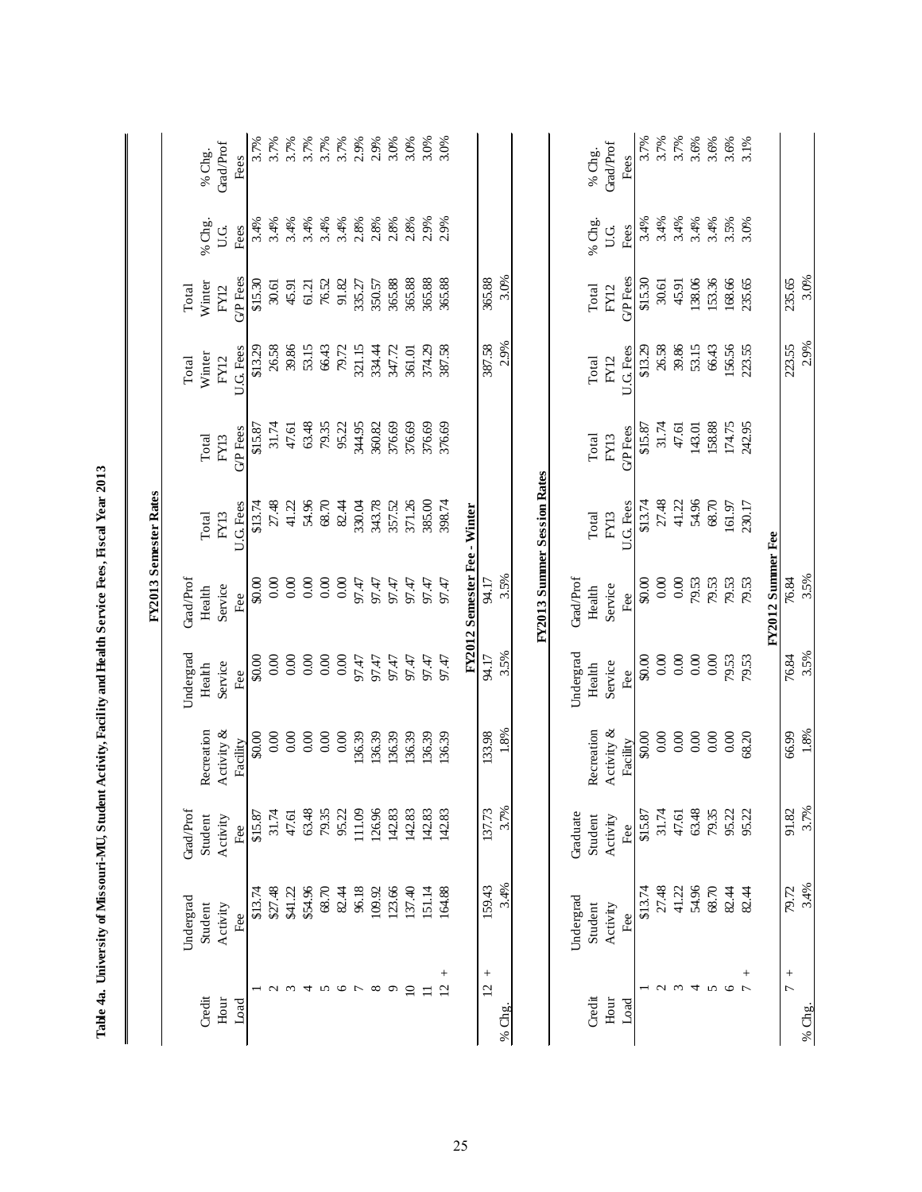**Table 4a. University of Missouri-MU, Student Activity, Facility and Health Service Fees, Fiscal Year 2013**

**FY2013 Semester Rates**

| Credit Hour Load | Undergrad Student Activity Fee | Grad/Prof Student Activity Fee | Recreation Activity & Facility | Undergrad Health Service Fee | Grad/Prof Health Service Fee | Total FY13 U.G. Fees | Total FY13 G/P Fees | Total Winter FY12 U.G. Fees | Total Winter FY12 G/P Fees | % Chg. U.G. Fees | % Chg. Grad/Prof Fees |
|---|---|---|---|---|---|---|---|---|---|---|---|
| 1 | $13.74 | $15.87 | $0.00 | $0.00 | $0.00 | $13.74 | $15.87 | $13.29 | $15.30 | 3.4% | 3.7% |
| 2 | $27.48 | 31.74 | 0.00 | 0.00 | 0.00 | 27.48 | 31.74 | 26.58 | 30.61 | 3.4% | 3.7% |
| 3 | $41.22 | 47.61 | 0.00 | 0.00 | 0.00 | 41.22 | 47.61 | 39.86 | 45.91 | 3.4% | 3.7% |
| 4 | $54.96 | 63.48 | 0.00 | 0.00 | 0.00 | 54.96 | 63.48 | 53.15 | 61.21 | 3.4% | 3.7% |
| 5 | 68.70 | 79.35 | 0.00 | 0.00 | 0.00 | 68.70 | 79.35 | 66.43 | 76.52 | 3.4% | 3.7% |
| 6 | 82.44 | 95.22 | 0.00 | 0.00 | 0.00 | 82.44 | 95.22 | 79.72 | 91.82 | 3.4% | 3.7% |
| 7 | 96.18 | 111.09 | 136.39 | 97.47 | 97.47 | 330.04 | 344.95 | 321.15 | 335.27 | 2.8% | 2.9% |
| 8 | 109.92 | 126.96 | 136.39 | 97.47 | 97.47 | 343.78 | 360.82 | 334.44 | 350.57 | 2.8% | 2.9% |
| 9 | 123.66 | 142.83 | 136.39 | 97.47 | 97.47 | 357.52 | 376.69 | 347.72 | 365.88 | 2.8% | 3.0% |
| 10 | 137.40 | 142.83 | 136.39 | 97.47 | 97.47 | 371.26 | 376.69 | 361.01 | 365.88 | 2.8% | 3.0% |
| 11 | 151.14 | 142.83 | 136.39 | 97.47 | 97.47 | 385.00 | 376.69 | 374.29 | 365.88 | 2.9% | 3.0% |
| 12 + | 164.88 | 142.83 | 136.39 | 97.47 | 97.47 | 398.74 | 376.69 | 387.58 | 365.88 | 2.9% | 3.0% |
| **FY2012 Semester Fee - Winter** | | | | | | | | | | | |
| 12 + | 159.43 | 137.73 | 133.98 | 94.17 | 94.17 | | | 387.58 | 365.88 | | |
| % Chg. | 3.4% | 3.7% | 1.8% | 3.5% | 3.5% | | | 2.9% | 3.0% | | |

**FY2013 Summer Session Rates**

| Credit Hour Load | Undergrad Student Activity Fee | Graduate Student Activity Fee | Recreation Activity & Facility | Undergrad Health Service Fee | Grad/Prof Health Service Fee | Total FY13 U.G. Fees | Total FY13 G/P Fees | Total FY12 U.G. Fees | Total FY12 G/P Fees | % Chg. U.G. Fees | % Chg. Grad/Prof Fees |
|---|---|---|---|---|---|---|---|---|---|---|---|
| 1 | $13.74 | $15.87 | $0.00 | $0.00 | $0.00 | $13.74 | $15.87 | $13.29 | $15.30 | 3.4% | 3.7% |
| 2 | 27.48 | 31.74 | 0.00 | 0.00 | 0.00 | 27.48 | 31.74 | 26.58 | 30.61 | 3.4% | 3.7% |
| 3 | 41.22 | 47.61 | 0.00 | 0.00 | 0.00 | 41.22 | 47.61 | 39.86 | 45.91 | 3.4% | 3.7% |
| 4 | 54.96 | 63.48 | 0.00 | 0.00 | 79.53 | 54.96 | 143.01 | 53.15 | 138.06 | 3.4% | 3.6% |
| 5 | 68.70 | 79.35 | 0.00 | 0.00 | 79.53 | 68.70 | 158.88 | 66.43 | 153.36 | 3.4% | 3.6% |
| 6 | 82.44 | 95.22 | 0.00 | 79.53 | 79.53 | 161.97 | 174.75 | 156.56 | 168.66 | 3.5% | 3.6% |
| 7 + | 82.44 | 95.22 | 68.20 | 79.53 | 79.53 | 230.17 | 242.95 | 223.55 | 235.65 | 3.0% | 3.1% |
| **FY2012 Summer Fee** | | | | | | | | | | | |
| 7 + | 79.72 | 91.82 | 66.99 | 76.84 | 76.84 | | | 223.55 | 235.65 | | |
| % Chg. | 3.4% | 3.7% | 1.8% | 3.5% | 3.5% | | | 2.9% | 3.0% | | |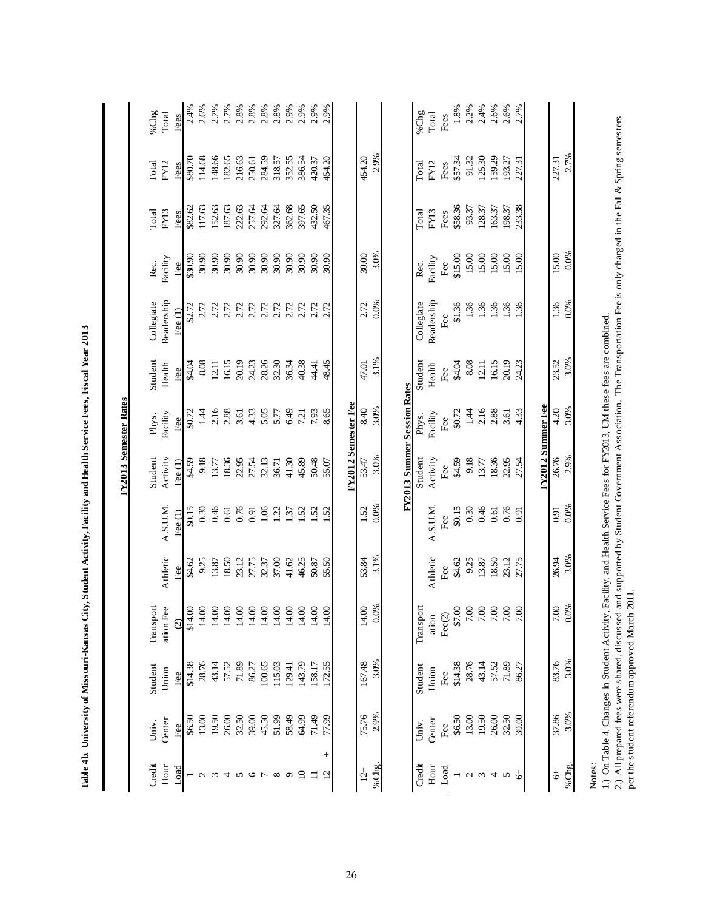**Table 4b. University of Missouri-Kansas City, Student Activity, Facility and Health Service Fees, Fiscal Year 2013**

**FY2013 Semester Rates**

| Credit Hour Load | Univ. Center Fee | Student Union Fee | Transportation Fee (2) | Athletic Fee | A.S.U.M. Fee (1) | Student Activity Fee (1) | Phys. Facility Fee | Student Health Fee | Collegiate Readership Fee (1) | Rec. Facility Fee | Total FY13 Fees | Total FY12 Fees | %Chg Total Fees |
|---|---|---|---|---|---|---|---|---|---|---|---|---|---|
| 1 | $6.50 | $14.38 | $14.00 | $4.62 | $0.15 | $4.59 | $0.72 | $4.04 | $2.72 | $30.90 | $82.62 | $80.70 | 2.4% |
| 2 | 13.00 | 28.76 | 14.00 | 9.25 | 0.30 | 9.18 | 1.44 | 8.08 | 2.72 | 30.90 | 117.63 | 114.68 | 2.6% |
| 3 | 19.50 | 43.14 | 14.00 | 13.87 | 0.46 | 13.77 | 2.16 | 12.11 | 2.72 | 30.90 | 152.63 | 148.66 | 2.7% |
| 4 | 26.00 | 57.52 | 14.00 | 18.50 | 0.61 | 18.36 | 2.88 | 16.15 | 2.72 | 30.90 | 187.63 | 182.65 | 2.7% |
| 5 | 32.50 | 71.89 | 14.00 | 23.12 | 0.76 | 22.95 | 3.61 | 20.19 | 2.72 | 30.90 | 222.63 | 216.63 | 2.8% |
| 6 | 39.00 | 86.27 | 14.00 | 27.75 | 0.91 | 27.54 | 4.33 | 24.23 | 2.72 | 30.90 | 257.64 | 250.61 | 2.8% |
| 7 | 45.50 | 100.65 | 14.00 | 32.37 | 1.06 | 32.13 | 5.05 | 28.26 | 2.72 | 30.90 | 292.64 | 284.59 | 2.8% |
| 8 | 51.99 | 115.03 | 14.00 | 37.00 | 1.22 | 36.71 | 5.77 | 32.30 | 2.72 | 30.90 | 327.64 | 318.57 | 2.8% |
| 9 | 58.49 | 129.41 | 14.00 | 41.62 | 1.37 | 41.30 | 6.49 | 36.34 | 2.72 | 30.90 | 362.68 | 352.55 | 2.9% |
| 10 | 64.99 | 143.79 | 14.00 | 46.25 | 1.52 | 45.89 | 7.21 | 40.38 | 2.72 | 30.90 | 397.65 | 386.54 | 2.9% |
| 11 | 71.49 | 158.17 | 14.00 | 50.87 | 1.52 | 50.48 | 7.93 | 44.41 | 2.72 | 30.90 | 432.50 | 420.37 | 2.9% |
| 12 + | 77.99 | 172.55 | 14.00 | 55.50 | 1.52 | 55.07 | 8.65 | 48.45 | 2.72 | 30.90 | 467.35 | 454.20 | 2.9% |

**FY2012 Semester Fee**

| Credit Hour Load | Univ. Center Fee | Student Union Fee | Transportation Fee (2) | Athletic Fee | A.S.U.M. Fee (1) | Student Activity Fee (1) | Phys. Facility Fee | Student Health Fee | Collegiate Readership Fee (1) | Rec. Facility Fee | Total FY13 Fees | Total FY12 Fees | %Chg Total Fees |
|---|---|---|---|---|---|---|---|---|---|---|---|---|---|
| 12+ | 75.76 | 167.48 | 14.00 | 53.84 | 1.52 | 53.47 | 8.40 | 47.01 | 2.72 | 30.00 | | 454.20 | |
| %Chg. | 2.9% | 3.0% | 0.0% | 3.1% | 0.0% | 3.0% | 3.0% | 3.1% | 0.0% | 3.0% | | 2.9% | |

**FY2013 Summer Session Rates**

| Credit Hour Load | Univ. Center Fee | Student Union Fee | Transportation Fee(2) | Athletic Fee | A.S.U.M. Fee | Student Activity Fee | Phys. Facility Fee | Student Health Fee | Collegiate Readership Fee | Rec. Facility Fee | Total FY13 Fees | Total FY12 Fees | %Chg Total Fees |
|---|---|---|---|---|---|---|---|---|---|---|---|---|---|
| 1 | $6.50 | $14.38 | $7.00 | $4.62 | $0.15 | $4.59 | $0.72 | $4.04 | $1.36 | $15.00 | $58.36 | $57.34 | 1.8% |
| 2 | 13.00 | 28.76 | 7.00 | 9.25 | 0.30 | 9.18 | 1.44 | 8.08 | 1.36 | 15.00 | 93.37 | 91.32 | 2.2% |
| 3 | 19.50 | 43.14 | 7.00 | 13.87 | 0.46 | 13.77 | 2.16 | 12.11 | 1.36 | 15.00 | 128.37 | 125.30 | 2.4% |
| 4 | 26.00 | 57.52 | 7.00 | 18.50 | 0.61 | 18.36 | 2.88 | 16.15 | 1.36 | 15.00 | 163.37 | 159.29 | 2.6% |
| 5 | 32.50 | 71.89 | 7.00 | 23.12 | 0.76 | 22.95 | 3.61 | 20.19 | 1.36 | 15.00 | 198.37 | 193.27 | 2.6% |
| 6+ | 39.00 | 86.27 | 7.00 | 27.75 | 0.91 | 27.54 | 4.33 | 24.23 | 1.36 | 15.00 | 233.38 | 227.31 | 2.7% |

**FY2012 Summer Fee**

| Credit Hour Load | Univ. Center Fee | Student Union Fee | Transportation Fee(2) | Athletic Fee | A.S.U.M. Fee | Student Activity Fee | Phys. Facility Fee | Student Health Fee | Collegiate Readership Fee | Rec. Facility Fee | Total FY13 Fees | Total FY12 Fees | %Chg Total Fees |
|---|---|---|---|---|---|---|---|---|---|---|---|---|---|
| 6+ | 37.86 | 83.76 | 7.00 | 26.94 | 0.91 | 26.76 | 4.20 | 23.52 | 1.36 | 15.00 | | 227.31 | |
| %Chg. | 3.0% | 3.0% | 0.0% | 3.0% | 0.0% | 2.9% | 3.0% | 3.0% | 0.0% | 0.0% | | 2.7% | |

Notes:

1.) On Table 4, Changes in Student Activity, Facility, and Health Service Fees for FY2013, UM these fees are combined.

2.) All prepared fees were shared, discussed and supported by Student Government Association. The Transportation Fee is only charged in the Fall & Spring semesters per the student referendum approved March 2011.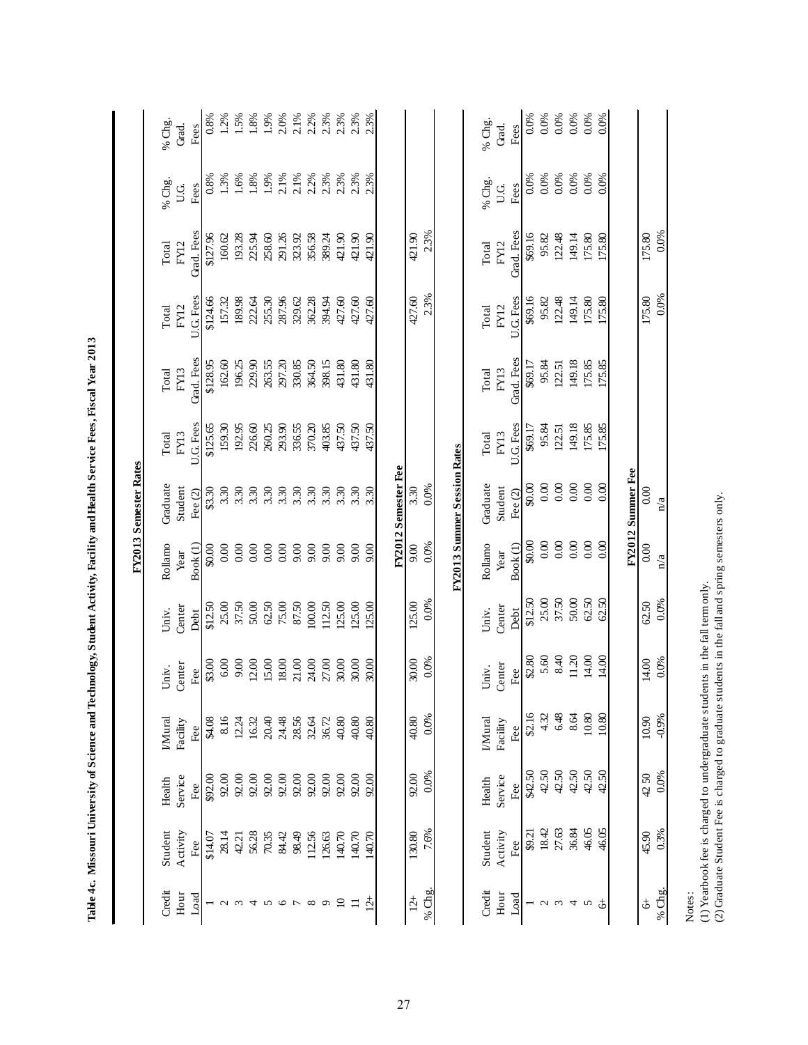**Table 4c. Missouri University of Science and Technology, Student Activity, Facility and Health Service Fees, Fiscal Year 2013**

**FY2013 Semester Rates**

| Credit Hour Load | Student Activity Fee | Health Service Fee | I/Mural Facility Fee | Univ. Center Fee | Univ. Center Debt | Rollamo Year Book (1) | Graduate Student Fee (2) | Total FY13 U.G. Fees | Total FY13 Grad. Fees | Total FY12 U.G. Fees | Total FY12 Grad. Fees | % Chg. U.G. Fees | % Chg. Grad. Fees |
|---|---|---|---|---|---|---|---|---|---|---|---|---|---|
| 1 | $14.07 | $92.00 | $4.08 | $3.00 | $12.50 | $0.00 | $3.30 | $125.65 | $128.95 | $124.66 | $127.96 | 0.8% | 0.8% |
| 2 | 28.14 | 92.00 | 8.16 | 6.00 | 25.00 | 0.00 | 3.30 | 159.30 | 162.60 | 157.32 | 160.62 | 1.3% | 1.2% |
| 3 | 42.21 | 92.00 | 12.24 | 9.00 | 37.50 | 0.00 | 3.30 | 192.95 | 196.25 | 189.98 | 193.28 | 1.6% | 1.5% |
| 4 | 56.28 | 92.00 | 16.32 | 12.00 | 50.00 | 0.00 | 3.30 | 226.60 | 229.90 | 222.64 | 225.94 | 1.8% | 1.8% |
| 5 | 70.35 | 92.00 | 20.40 | 15.00 | 62.50 | 0.00 | 3.30 | 260.25 | 263.55 | 255.30 | 258.60 | 1.9% | 1.9% |
| 6 | 84.42 | 92.00 | 24.48 | 18.00 | 75.00 | 0.00 | 3.30 | 293.90 | 297.20 | 287.96 | 291.26 | 2.1% | 2.0% |
| 7 | 98.49 | 92.00 | 28.56 | 21.00 | 87.50 | 9.00 | 3.30 | 336.55 | 330.85 | 329.62 | 323.92 | 2.1% | 2.1% |
| 8 | 112.56 | 92.00 | 32.64 | 24.00 | 100.00 | 9.00 | 3.30 | 370.20 | 364.50 | 362.28 | 356.58 | 2.2% | 2.2% |
| 9 | 126.63 | 92.00 | 36.72 | 27.00 | 112.50 | 9.00 | 3.30 | 403.85 | 398.15 | 394.94 | 389.24 | 2.3% | 2.3% |
| 10 | 140.70 | 92.00 | 40.80 | 30.00 | 125.00 | 9.00 | 3.30 | 437.50 | 431.80 | 427.60 | 421.90 | 2.3% | 2.3% |
| 11 | 140.70 | 92.00 | 40.80 | 30.00 | 125.00 | 9.00 | 3.30 | 437.50 | 431.80 | 427.60 | 421.90 | 2.3% | 2.3% |
| 12+ | 140.70 | 92.00 | 40.80 | 30.00 | 125.00 | 9.00 | 3.30 | 437.50 | 431.80 | 427.60 | 421.90 | 2.3% | 2.3% |
| **FY2012 Semester Fee** | | | | | | | | | | | | | |
| 12+ | 130.80 | 92.00 | 40.80 | 30.00 | 125.00 | 9.00 | 3.30 | | | 427.60 | 421.90 | | |
| % Chg. | 7.6% | 0.0% | 0.0% | 0.0% | 0.0% | 0.0% | 0.0% | | | 2.3% | 2.3% | | |

**FY2013 Summer Session Rates**

| Credit Hour Load | Student Activity Fee | Health Service Fee | I/Mural Facility Fee | Univ. Center Fee | Univ. Center Debt | Rollamo Year Book (1) | Graduate Student Fee (2) | Total FY13 U.G. Fees | Total FY13 Grad. Fees | Total FY12 U.G. Fees | Total FY12 Grad. Fees | % Chg. U.G. Fees | % Chg. Grad. Fees |
|---|---|---|---|---|---|---|---|---|---|---|---|---|---|
| 1 | $9.21 | $42.50 | $2.16 | $2.80 | $12.50 | $0.00 | $0.00 | $69.17 | $69.17 | $69.16 | $69.16 | 0.0% | 0.0% |
| 2 | 18.42 | 42.50 | 4.32 | 5.60 | 25.00 | 0.00 | 0.00 | 95.84 | 95.84 | 95.82 | 95.82 | 0.0% | 0.0% |
| 3 | 27.63 | 42.50 | 6.48 | 8.40 | 37.50 | 0.00 | 0.00 | 122.51 | 122.51 | 122.48 | 122.48 | 0.0% | 0.0% |
| 4 | 36.84 | 42.50 | 8.64 | 11.20 | 50.00 | 0.00 | 0.00 | 149.18 | 149.18 | 149.14 | 149.14 | 0.0% | 0.0% |
| 5 | 46.05 | 42.50 | 10.80 | 14.00 | 62.50 | 0.00 | 0.00 | 175.85 | 175.85 | 175.80 | 175.80 | 0.0% | 0.0% |
| 6+ | 46.05 | 42.50 | 10.80 | 14.00 | 62.50 | 0.00 | 0.00 | 175.85 | 175.85 | 175.80 | 175.80 | 0.0% | 0.0% |
| **FY2012 Summer Fee** | | | | | | | | | | | | | |
| 6+ | 45.90 | 42.50 | 10.90 | 14.00 | 62.50 | 0.00 | 0.00 | | | 175.80 | 175.80 | | |
| % Chg. | 0.3% | 0.0% | -0.9% | 0.0% | 0.0% | n/a | n/a | | | 0.0% | 0.0% | | |

Notes:
(1) Yearbook fee is charged to undergraduate students in the fall term only.
(2) Graduate Student Fee is charged to graduate students in the fall and spring semesters only.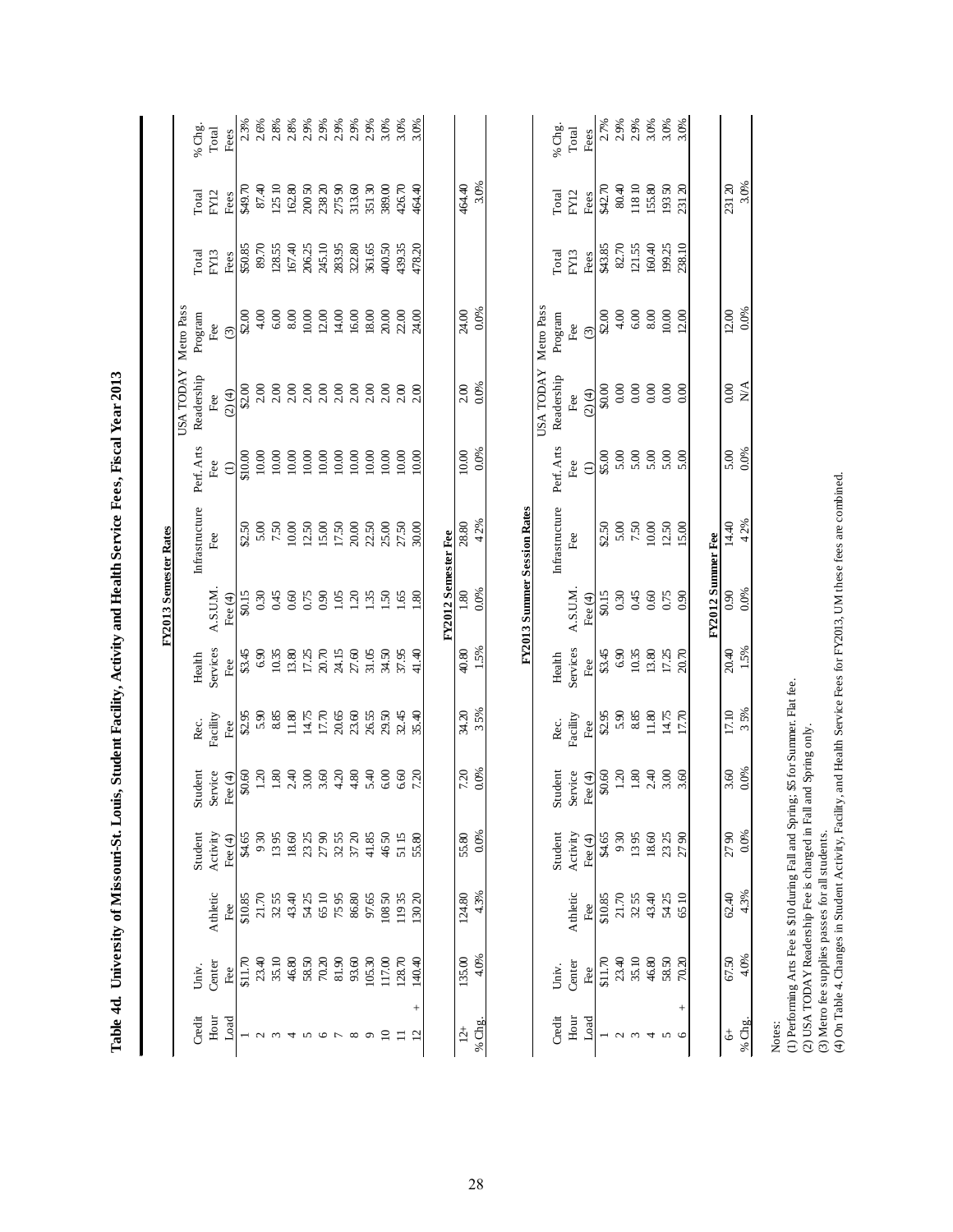# Table 4d. University of Missouri-St. Louis, Student Facility, Activity and Health Service Fees, Fiscal Year 2013

**FY2013 Semester Rates**

| Credit Hour Load | Univ. Center Fee | Athletic Fee | Student Activity Fee (4) | Student Service Fee (4) | Rec. Facility Fee | Health Services Fee | A.S.U.M. Fee (4) | Infrastructure Fee | Perf. Arts Fee (1) | USA TODAY Readership Fee (2) (4) | Metro Pass Program Fee (3) | Total FY13 Fees | Total FY12 Fees | % Chg. Total Fees |
|---|---|---|---|---|---|---|---|---|---|---|---|---|---|---|
| 1 | $11.70 | $10.85 | $4.65 | $0.60 | $2.95 | $3.45 | $0.15 | $2.50 | $10.00 | $2.00 | $2.00 | $50.85 | $49.70 | 2.3% |
| 2 | 23.40 | 21.70 | 9.30 | 1.20 | 5.90 | 6.90 | 0.30 | 5.00 | 10.00 | 2.00 | 4.00 | 89.70 | 87.40 | 2.6% |
| 3 | 35.10 | 32.55 | 13.95 | 1.80 | 8.85 | 10.35 | 0.45 | 7.50 | 10.00 | 2.00 | 6.00 | 128.55 | 125.10 | 2.8% |
| 4 | 46.80 | 43.40 | 18.60 | 2.40 | 11.80 | 13.80 | 0.60 | 10.00 | 10.00 | 2.00 | 8.00 | 167.40 | 162.80 | 2.8% |
| 5 | 58.50 | 54.25 | 23.25 | 3.00 | 14.75 | 17.25 | 0.75 | 12.50 | 10.00 | 2.00 | 10.00 | 206.25 | 200.50 | 2.9% |
| 6 | 70.20 | 65.10 | 27.90 | 3.60 | 17.70 | 20.70 | 0.90 | 15.00 | 10.00 | 2.00 | 12.00 | 245.10 | 238.20 | 2.9% |
| 7 | 81.90 | 75.95 | 32.55 | 4.20 | 20.65 | 24.15 | 1.05 | 17.50 | 10.00 | 2.00 | 14.00 | 283.95 | 275.90 | 2.9% |
| 8 | 93.60 | 86.80 | 37.20 | 4.80 | 23.60 | 27.60 | 1.20 | 20.00 | 10.00 | 2.00 | 16.00 | 322.80 | 313.60 | 2.9% |
| 9 | 105.30 | 97.65 | 41.85 | 5.40 | 26.55 | 31.05 | 1.35 | 22.50 | 10.00 | 2.00 | 18.00 | 361.65 | 351.30 | 2.9% |
| 10 | 117.00 | 108.50 | 46.50 | 6.00 | 29.50 | 34.50 | 1.50 | 25.00 | 10.00 | 2.00 | 20.00 | 400.50 | 389.00 | 3.0% |
| 11 | 128.70 | 119.35 | 51.15 | 6.60 | 32.45 | 37.95 | 1.65 | 27.50 | 10.00 | 2.00 | 22.00 | 439.35 | 426.70 | 3.0% |
| 12 + | 140.40 | 130.20 | 55.80 | 7.20 | 35.40 | 41.40 | 1.80 | 30.00 | 10.00 | 2.00 | 24.00 | 478.20 | 464.40 | 3.0% |
| **FY2012 Semester Fee** | | | | | | | | | | | | | | |
| 12+ | 135.00 | 124.80 | 55.80 | 7.20 | 34.20 | 40.80 | 1.80 | 28.80 | 10.00 | 2.00 | 24.00 | | 464.40 | |
| % Chg. | 4.0% | 4.3% | 0.0% | 0.0% | 3.5% | 1.5% | 0.0% | 4.2% | 0.0% | 0.0% | 0.0% | | 3.0% | |

**FY2013 Summer Session Rates**

| Credit Hour Load | Univ. Center Fee | Athletic Fee | Student Activity Fee (4) | Student Service Fee (4) | Rec. Facility Fee | Health Services Fee | A.S.U.M. Fee (4) | Infrastructure Fee | Perf. Arts Fee (1) | USA TODAY Readership Fee (2) (4) | Metro Pass Program Fee (3) | Total FY13 Fees | Total FY12 Fees | % Chg. Total Fees |
|---|---|---|---|---|---|---|---|---|---|---|---|---|---|---|
| 1 | $11.70 | $10.85 | $4.65 | $0.60 | $2.95 | $3.45 | $0.15 | $2.50 | $5.00 | $0.00 | $2.00 | $43.85 | $42.70 | 2.7% |
| 2 | 23.40 | 21.70 | 9.30 | 1.20 | 5.90 | 6.90 | 0.30 | 5.00 | 5.00 | 0.00 | 4.00 | 82.70 | 80.40 | 2.9% |
| 3 | 35.10 | 32.55 | 13.95 | 1.80 | 8.85 | 10.35 | 0.45 | 7.50 | 5.00 | 0.00 | 6.00 | 121.55 | 118.10 | 2.9% |
| 4 | 46.80 | 43.40 | 18.60 | 2.40 | 11.80 | 13.80 | 0.60 | 10.00 | 5.00 | 0.00 | 8.00 | 160.40 | 155.80 | 3.0% |
| 5 | 58.50 | 54.25 | 23.25 | 3.00 | 14.75 | 17.25 | 0.75 | 12.50 | 5.00 | 0.00 | 10.00 | 199.25 | 193.50 | 3.0% |
| 6 + | 70.20 | 65.10 | 27.90 | 3.60 | 17.70 | 20.70 | 0.90 | 15.00 | 5.00 | 0.00 | 12.00 | 238.10 | 231.20 | 3.0% |
| **FY2012 Summer Fee** | | | | | | | | | | | | | | |
| 6+ | 67.50 | 62.40 | 27.90 | 3.60 | 17.10 | 20.40 | 0.90 | 14.40 | 5.00 | 0.00 | 12.00 | | 231.20 | |
| % Chg. | 4.0% | 4.3% | 0.0% | 0.0% | 3.5% | 1.5% | 0.0% | 4.2% | 0.0% | N/A | 0.0% | | 3.0% | |

Notes:
(1) Performing Arts Fee is $10 during Fall and Spring; $5 for Summer. Flat fee.
(2) USA TODAY Readership Fee is charged in Fall and Spring only.
(3) Metro fee supplies passes for all students.
(4) On Table 4. Changes in Student Activity, Facility, and Health Service Fees for FY2013, UM these fees are combined.